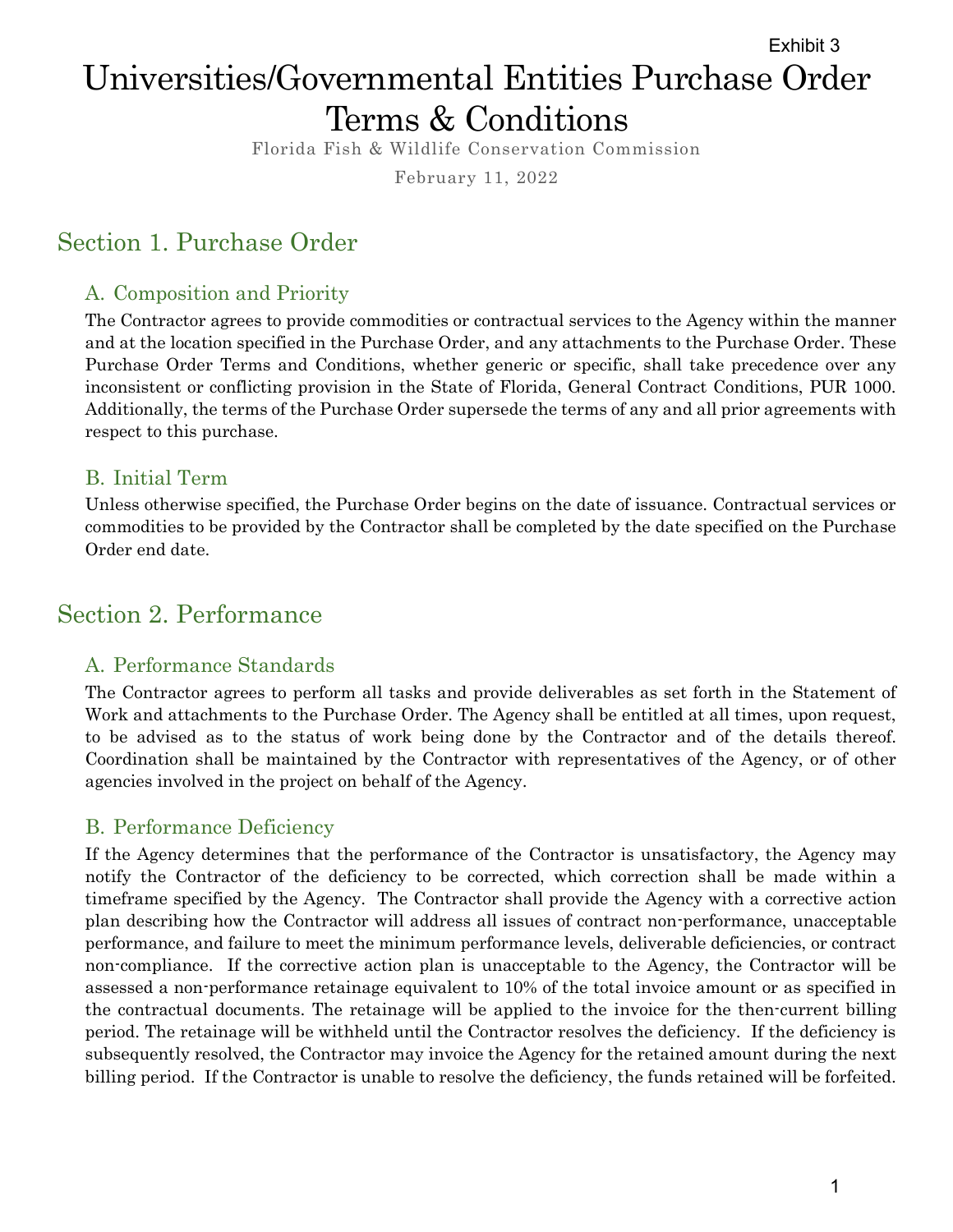Exhibit 3

# Universities/Governmental Entities Purchase Order Terms & Conditions

Florida Fish & Wildlife Conservation Commission

February 11, 2022

## Section 1. Purchase Order

### A. Composition and Priority

The Contractor agrees to provide commodities or contractual services to the Agency within the manner and at the location specified in the Purchase Order, and any attachments to the Purchase Order. These Purchase Order Terms and Conditions, whether generic or specific, shall take precedence over any inconsistent or conflicting provision in the State of Florida, General Contract Conditions, PUR 1000. Additionally, the terms of the Purchase Order supersede the terms of any and all prior agreements with respect to this purchase.

### B. Initial Term

Unless otherwise specified, the Purchase Order begins on the date of issuance. Contractual services or commodities to be provided by the Contractor shall be completed by the date specified on the Purchase Order end date.

## Section 2. Performance

### A. Performance Standards

The Contractor agrees to perform all tasks and provide deliverables as set forth in the Statement of Work and attachments to the Purchase Order. The Agency shall be entitled at all times, upon request, to be advised as to the status of work being done by the Contractor and of the details thereof. Coordination shall be maintained by the Contractor with representatives of the Agency, or of other agencies involved in the project on behalf of the Agency.

### B. Performance Deficiency

If the Agency determines that the performance of the Contractor is unsatisfactory, the Agency may notify the Contractor of the deficiency to be corrected, which correction shall be made within a timeframe specified by the Agency. The Contractor shall provide the Agency with a corrective action plan describing how the Contractor will address all issues of contract non-performance, unacceptable performance, and failure to meet the minimum performance levels, deliverable deficiencies, or contract non-compliance. If the corrective action plan is unacceptable to the Agency, the Contractor will be assessed a non-performance retainage equivalent to 10% of the total invoice amount or as specified in the contractual documents. The retainage will be applied to the invoice for the then-current billing period. The retainage will be withheld until the Contractor resolves the deficiency. If the deficiency is subsequently resolved, the Contractor may invoice the Agency for the retained amount during the next billing period. If the Contractor is unable to resolve the deficiency, the funds retained will be forfeited.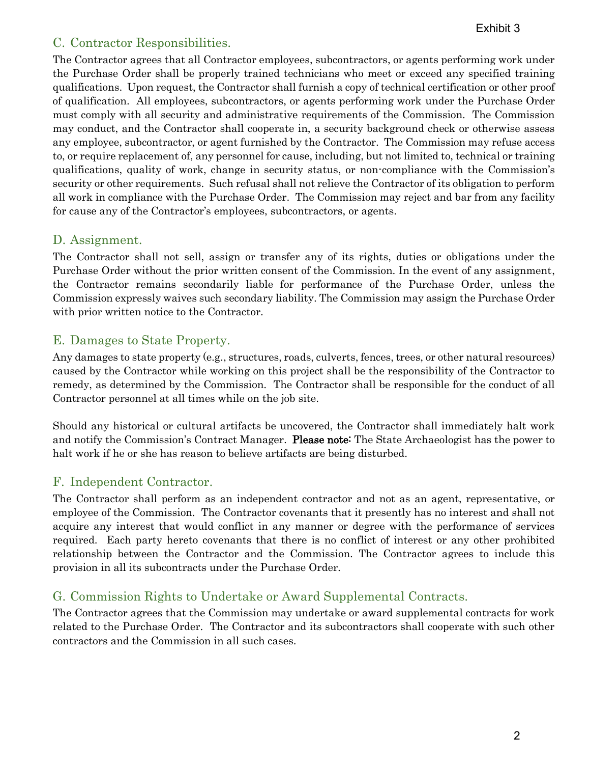## C. Contractor Responsibilities.

The Contractor agrees that all Contractor employees, subcontractors, or agents performing work under the Purchase Order shall be properly trained technicians who meet or exceed any specified training qualifications. Upon request, the Contractor shall furnish a copy of technical certification or other proof of qualification. All employees, subcontractors, or agents performing work under the Purchase Order must comply with all security and administrative requirements of the Commission. The Commission may conduct, and the Contractor shall cooperate in, a security background check or otherwise assess any employee, subcontractor, or agent furnished by the Contractor. The Commission may refuse access to, or require replacement of, any personnel for cause, including, but not limited to, technical or training qualifications, quality of work, change in security status, or non-compliance with the Commission's security or other requirements. Such refusal shall not relieve the Contractor of its obligation to perform all work in compliance with the Purchase Order. The Commission may reject and bar from any facility for cause any of the Contractor's employees, subcontractors, or agents.

## D. Assignment.

The Contractor shall not sell, assign or transfer any of its rights, duties or obligations under the Purchase Order without the prior written consent of the Commission. In the event of any assignment, the Contractor remains secondarily liable for performance of the Purchase Order, unless the Commission expressly waives such secondary liability. The Commission may assign the Purchase Order with prior written notice to the Contractor.

## E. Damages to State Property.

Any damages to state property (e.g., structures, roads, culverts, fences, trees, or other natural resources) caused by the Contractor while working on this project shall be the responsibility of the Contractor to remedy, as determined by the Commission. The Contractor shall be responsible for the conduct of all Contractor personnel at all times while on the job site.

Should any historical or cultural artifacts be uncovered, the Contractor shall immediately halt work and notify the Commission's Contract Manager. **Please note:** The State Archaeologist has the power to halt work if he or she has reason to believe artifacts are being disturbed.

## F. Independent Contractor.

The Contractor shall perform as an independent contractor and not as an agent, representative, or employee of the Commission. The Contractor covenants that it presently has no interest and shall not acquire any interest that would conflict in any manner or degree with the performance of services required. Each party hereto covenants that there is no conflict of interest or any other prohibited relationship between the Contractor and the Commission. The Contractor agrees to include this provision in all its subcontracts under the Purchase Order.

## G. Commission Rights to Undertake or Award Supplemental Contracts.

The Contractor agrees that the Commission may undertake or award supplemental contracts for work related to the Purchase Order. The Contractor and its subcontractors shall cooperate with such other contractors and the Commission in all such cases.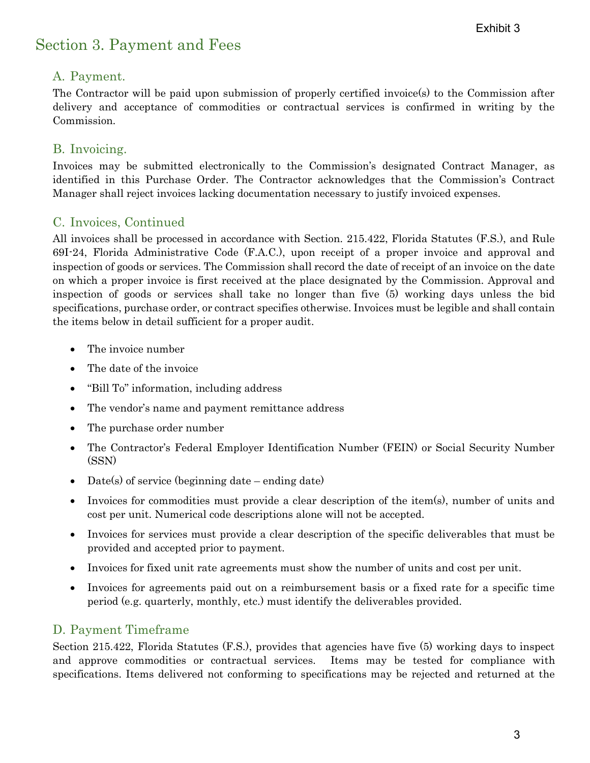## Section 3. Payment and Fees

### A. Payment.

The Contractor will be paid upon submission of properly certified invoice(s) to the Commission after delivery and acceptance of commodities or contractual services is confirmed in writing by the Commission.

### B. Invoicing.

Invoices may be submitted electronically to the Commission's designated Contract Manager, as identified in this Purchase Order. The Contractor acknowledges that the Commission's Contract Manager shall reject invoices lacking documentation necessary to justify invoiced expenses.

### C. Invoices, Continued

All invoices shall be processed in accordance with Section. 215.422, Florida Statutes (F.S.), and Rule 69I-24, Florida Administrative Code (F.A.C.), upon receipt of a proper invoice and approval and inspection of goods or services. The Commission shall record the date of receipt of an invoice on the date on which a proper invoice is first received at the place designated by the Commission. Approval and inspection of goods or services shall take no longer than five (5) working days unless the bid specifications, purchase order, or contract specifies otherwise. Invoices must be legible and shall contain the items below in detail sufficient for a proper audit.

- The invoice number
- The date of the invoice
- "Bill To" information, including address
- The vendor's name and payment remittance address
- The purchase order number
- The Contractor's Federal Employer Identification Number (FEIN) or Social Security Number (SSN)
- Date(s) of service (beginning date – ending date)
- Invoices for commodities must provide a clear description of the item(s), number of units and cost per unit. Numerical code descriptions alone will not be accepted.
- Invoices for services must provide a clear description of the specific deliverables that must be provided and accepted prior to payment.
- Invoices for fixed unit rate agreements must show the number of units and cost per unit.
- Invoices for agreements paid out on a reimbursement basis or a fixed rate for a specific time period (e.g. quarterly, monthly, etc.) must identify the deliverables provided.

### D. Payment Timeframe

Section 215.422, Florida Statutes (F.S.), provides that agencies have five (5) working days to inspect and approve commodities or contractual services. Items may be tested for compliance with specifications. Items delivered not conforming to specifications may be rejected and returned at the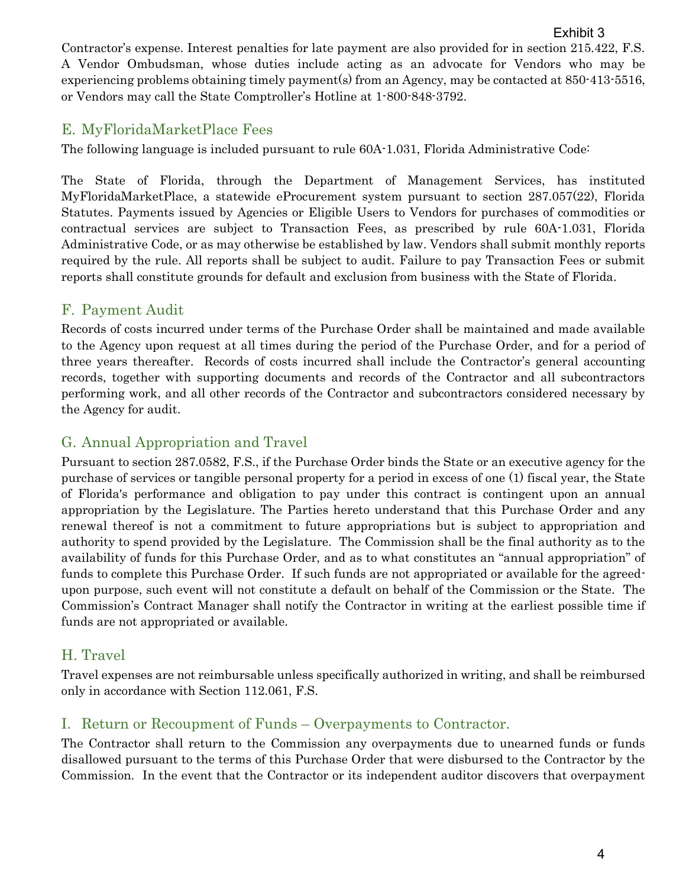Contractor's expense. Interest penalties for late payment are also provided for in section 215.422, F.S. A Vendor Ombudsman, whose duties include acting as an advocate for Vendors who may be experiencing problems obtaining timely payment(s) from an Agency, may be contacted at 850-413-5516, or Vendors may call the State Comptroller's Hotline at 1-800-848-3792.

## E. MyFloridaMarketPlace Fees

The following language is included pursuant to rule 60A-1.031, Florida Administrative Code:

The State of Florida, through the Department of Management Services, has instituted MyFloridaMarketPlace, a statewide eProcurement system pursuant to section 287.057(22), Florida Statutes. Payments issued by Agencies or Eligible Users to Vendors for purchases of commodities or contractual services are subject to Transaction Fees, as prescribed by rule 60A-1.031, Florida Administrative Code, or as may otherwise be established by law. Vendors shall submit monthly reports required by the rule. All reports shall be subject to audit. Failure to pay Transaction Fees or submit reports shall constitute grounds for default and exclusion from business with the State of Florida.

## F. Payment Audit

Records of costs incurred under terms of the Purchase Order shall be maintained and made available to the Agency upon request at all times during the period of the Purchase Order, and for a period of three years thereafter. Records of costs incurred shall include the Contractor's general accounting records, together with supporting documents and records of the Contractor and all subcontractors performing work, and all other records of the Contractor and subcontractors considered necessary by the Agency for audit.

## G. Annual Appropriation and Travel

Pursuant to section 287.0582, F.S., if the Purchase Order binds the State or an executive agency for the purchase of services or tangible personal property for a period in excess of one (1) fiscal year, the State of Florida's performance and obligation to pay under this contract is contingent upon an annual appropriation by the Legislature. The Parties hereto understand that this Purchase Order and any renewal thereof is not a commitment to future appropriations but is subject to appropriation and authority to spend provided by the Legislature. The Commission shall be the final authority as to the availability of funds for this Purchase Order, and as to what constitutes an "annual appropriation" of funds to complete this Purchase Order. If such funds are not appropriated or available for the agreed-upon purpose, such event will not constitute a default on behalf of the Commission or the State. The Commission's Contract Manager shall notify the Contractor in writing at the earliest possible time if funds are not appropriated or available.

## H. Travel

Travel expenses are not reimbursable unless specifically authorized in writing, and shall be reimbursed only in accordance with Section 112.061, F.S.

## I. Return or Recoupment of Funds – Overpayments to Contractor.

The Contractor shall return to the Commission any overpayments due to unearned funds or funds disallowed pursuant to the terms of this Purchase Order that were disbursed to the Contractor by the Commission. In the event that the Contractor or its independent auditor discovers that overpayment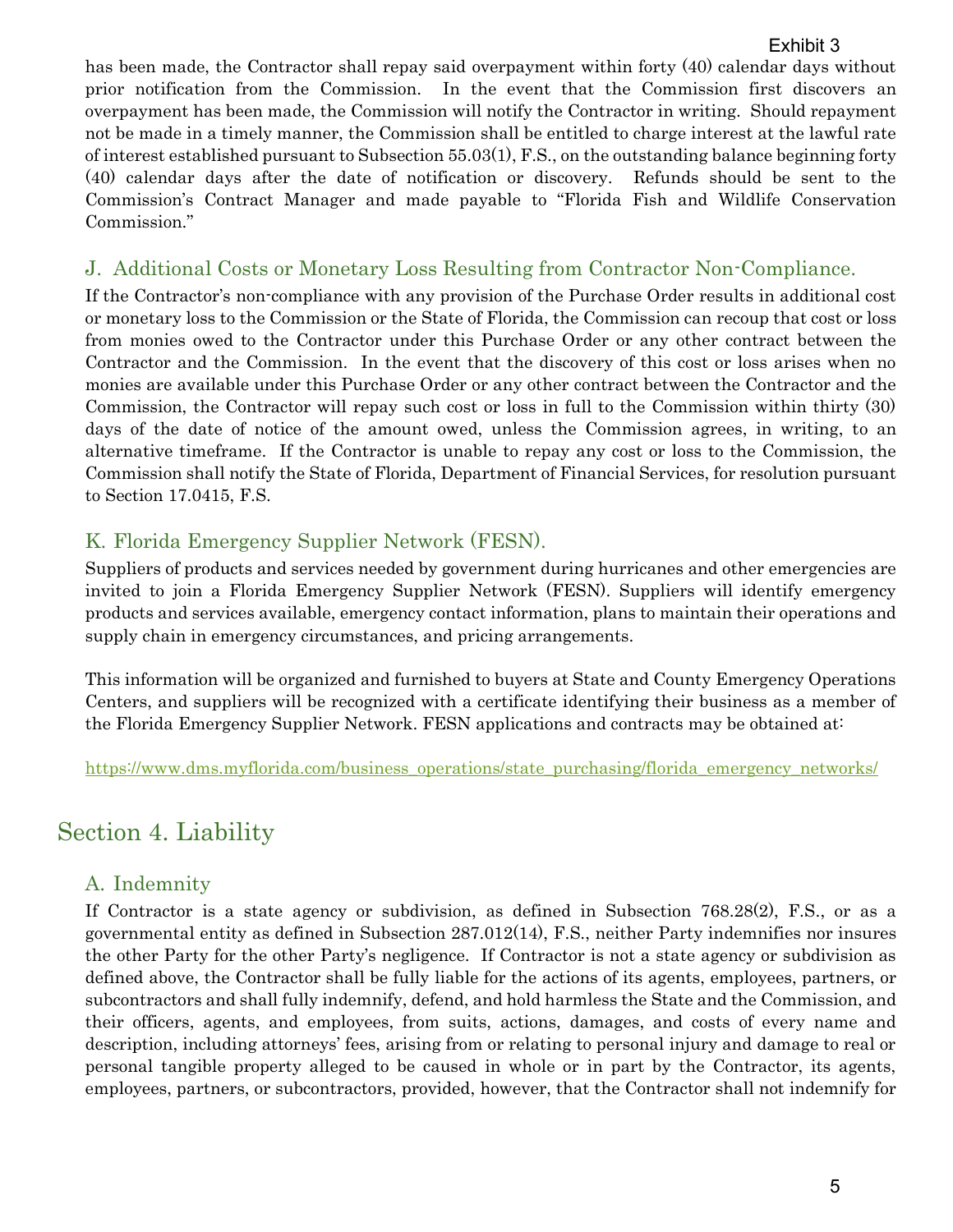has been made, the Contractor shall repay said overpayment within forty (40) calendar days without prior notification from the Commission. In the event that the Commission first discovers an overpayment has been made, the Commission will notify the Contractor in writing. Should repayment not be made in a timely manner, the Commission shall be entitled to charge interest at the lawful rate of interest established pursuant to Subsection 55.03(1), F.S., on the outstanding balance beginning forty (40) calendar days after the date of notification or discovery. Refunds should be sent to the Commission's Contract Manager and made payable to "Florida Fish and Wildlife Conservation Commission."

### J. Additional Costs or Monetary Loss Resulting from Contractor Non-Compliance.

If the Contractor's non-compliance with any provision of the Purchase Order results in additional cost or monetary loss to the Commission or the State of Florida, the Commission can recoup that cost or loss from monies owed to the Contractor under this Purchase Order or any other contract between the Contractor and the Commission. In the event that the discovery of this cost or loss arises when no monies are available under this Purchase Order or any other contract between the Contractor and the Commission, the Contractor will repay such cost or loss in full to the Commission within thirty (30) days of the date of notice of the amount owed, unless the Commission agrees, in writing, to an alternative timeframe. If the Contractor is unable to repay any cost or loss to the Commission, the Commission shall notify the State of Florida, Department of Financial Services, for resolution pursuant to Section 17.0415, F.S.

### K. Florida Emergency Supplier Network (FESN).

Suppliers of products and services needed by government during hurricanes and other emergencies are invited to join a Florida Emergency Supplier Network (FESN). Suppliers will identify emergency products and services available, emergency contact information, plans to maintain their operations and supply chain in emergency circumstances, and pricing arrangements.

This information will be organized and furnished to buyers at State and County Emergency Operations Centers, and suppliers will be recognized with a certificate identifying their business as a member of the Florida Emergency Supplier Network. FESN applications and contracts may be obtained at:

https://www.dms.myflorida.com/business_operations/state_purchasing/florida_emergency_networks/

## Section 4. Liability

### A. Indemnity

If Contractor is a state agency or subdivision, as defined in Subsection 768.28(2), F.S., or as a governmental entity as defined in Subsection 287.012(14), F.S., neither Party indemnifies nor insures the other Party for the other Party's negligence. If Contractor is not a state agency or subdivision as defined above, the Contractor shall be fully liable for the actions of its agents, employees, partners, or subcontractors and shall fully indemnify, defend, and hold harmless the State and the Commission, and their officers, agents, and employees, from suits, actions, damages, and costs of every name and description, including attorneys' fees, arising from or relating to personal injury and damage to real or personal tangible property alleged to be caused in whole or in part by the Contractor, its agents, employees, partners, or subcontractors, provided, however, that the Contractor shall not indemnify for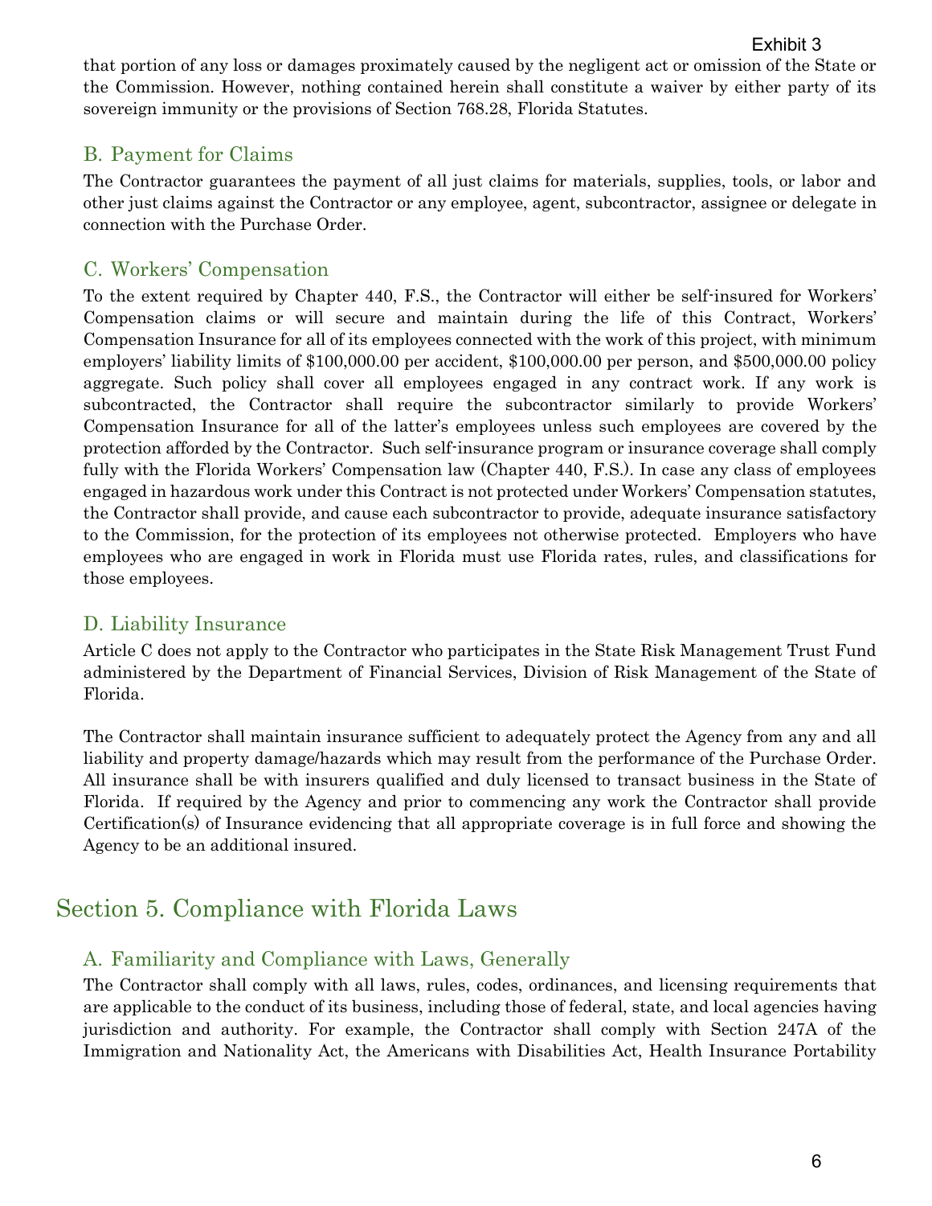that portion of any loss or damages proximately caused by the negligent act or omission of the State or the Commission. However, nothing contained herein shall constitute a waiver by either party of its sovereign immunity or the provisions of Section 768.28, Florida Statutes.

### B. Payment for Claims

The Contractor guarantees the payment of all just claims for materials, supplies, tools, or labor and other just claims against the Contractor or any employee, agent, subcontractor, assignee or delegate in connection with the Purchase Order.

### C. Workers' Compensation

To the extent required by Chapter 440, F.S., the Contractor will either be self-insured for Workers' Compensation claims or will secure and maintain during the life of this Contract, Workers' Compensation Insurance for all of its employees connected with the work of this project, with minimum employers' liability limits of $100,000.00 per accident, $100,000.00 per person, and $500,000.00 policy aggregate. Such policy shall cover all employees engaged in any contract work. If any work is subcontracted, the Contractor shall require the subcontractor similarly to provide Workers' Compensation Insurance for all of the latter's employees unless such employees are covered by the protection afforded by the Contractor. Such self-insurance program or insurance coverage shall comply fully with the Florida Workers' Compensation law (Chapter 440, F.S.). In case any class of employees engaged in hazardous work under this Contract is not protected under Workers' Compensation statutes, the Contractor shall provide, and cause each subcontractor to provide, adequate insurance satisfactory to the Commission, for the protection of its employees not otherwise protected. Employers who have employees who are engaged in work in Florida must use Florida rates, rules, and classifications for those employees.

### D. Liability Insurance

Article C does not apply to the Contractor who participates in the State Risk Management Trust Fund administered by the Department of Financial Services, Division of Risk Management of the State of Florida.

The Contractor shall maintain insurance sufficient to adequately protect the Agency from any and all liability and property damage/hazards which may result from the performance of the Purchase Order. All insurance shall be with insurers qualified and duly licensed to transact business in the State of Florida. If required by the Agency and prior to commencing any work the Contractor shall provide Certification(s) of Insurance evidencing that all appropriate coverage is in full force and showing the Agency to be an additional insured.

## Section 5. Compliance with Florida Laws

### A. Familiarity and Compliance with Laws, Generally

The Contractor shall comply with all laws, rules, codes, ordinances, and licensing requirements that are applicable to the conduct of its business, including those of federal, state, and local agencies having jurisdiction and authority. For example, the Contractor shall comply with Section 247A of the Immigration and Nationality Act, the Americans with Disabilities Act, Health Insurance Portability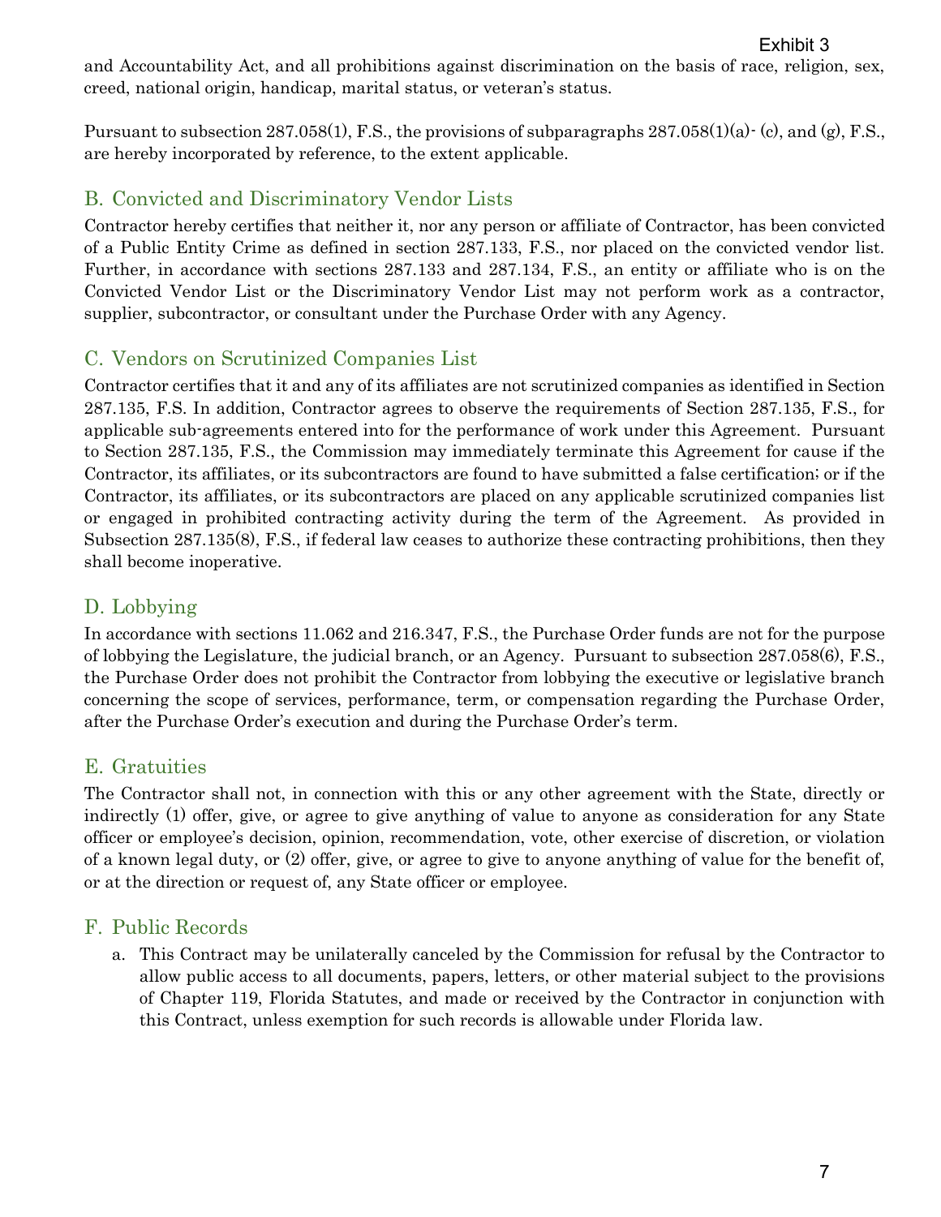and Accountability Act, and all prohibitions against discrimination on the basis of race, religion, sex, creed, national origin, handicap, marital status, or veteran's status.

Pursuant to subsection 287.058(1), F.S., the provisions of subparagraphs 287.058(1)(a)- (c), and (g), F.S., are hereby incorporated by reference, to the extent applicable.

## B. Convicted and Discriminatory Vendor Lists

Contractor hereby certifies that neither it, nor any person or affiliate of Contractor, has been convicted of a Public Entity Crime as defined in section 287.133, F.S., nor placed on the convicted vendor list. Further, in accordance with sections 287.133 and 287.134, F.S., an entity or affiliate who is on the Convicted Vendor List or the Discriminatory Vendor List may not perform work as a contractor, supplier, subcontractor, or consultant under the Purchase Order with any Agency.

## C. Vendors on Scrutinized Companies List

Contractor certifies that it and any of its affiliates are not scrutinized companies as identified in Section 287.135, F.S. In addition, Contractor agrees to observe the requirements of Section 287.135, F.S., for applicable sub-agreements entered into for the performance of work under this Agreement. Pursuant to Section 287.135, F.S., the Commission may immediately terminate this Agreement for cause if the Contractor, its affiliates, or its subcontractors are found to have submitted a false certification; or if the Contractor, its affiliates, or its subcontractors are placed on any applicable scrutinized companies list or engaged in prohibited contracting activity during the term of the Agreement. As provided in Subsection 287.135(8), F.S., if federal law ceases to authorize these contracting prohibitions, then they shall become inoperative.

## D. Lobbying

In accordance with sections 11.062 and 216.347, F.S., the Purchase Order funds are not for the purpose of lobbying the Legislature, the judicial branch, or an Agency. Pursuant to subsection 287.058(6), F.S., the Purchase Order does not prohibit the Contractor from lobbying the executive or legislative branch concerning the scope of services, performance, term, or compensation regarding the Purchase Order, after the Purchase Order's execution and during the Purchase Order's term.

## E. Gratuities

The Contractor shall not, in connection with this or any other agreement with the State, directly or indirectly (1) offer, give, or agree to give anything of value to anyone as consideration for any State officer or employee's decision, opinion, recommendation, vote, other exercise of discretion, or violation of a known legal duty, or (2) offer, give, or agree to give to anyone anything of value for the benefit of, or at the direction or request of, any State officer or employee.

## F. Public Records

a. This Contract may be unilaterally canceled by the Commission for refusal by the Contractor to allow public access to all documents, papers, letters, or other material subject to the provisions of Chapter 119, Florida Statutes, and made or received by the Contractor in conjunction with this Contract, unless exemption for such records is allowable under Florida law.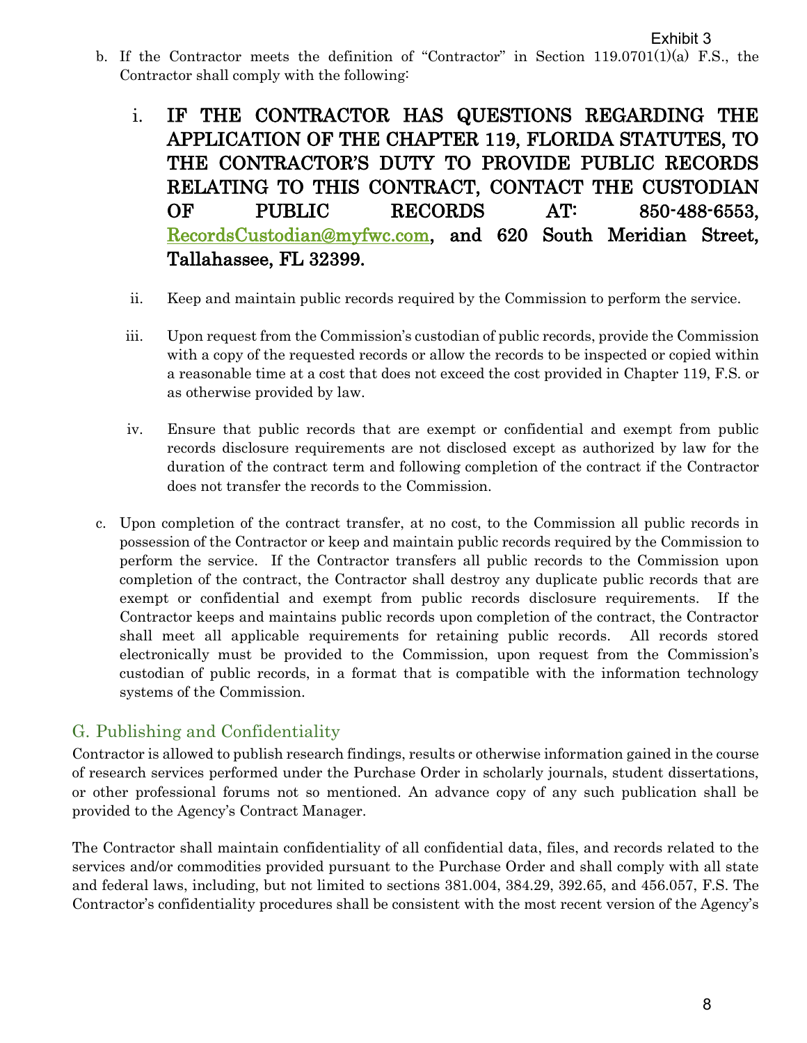b. If the Contractor meets the definition of "Contractor" in Section 119.0701(1)(a) F.S., the Contractor shall comply with the following:

   i. **IF THE CONTRACTOR HAS QUESTIONS REGARDING THE APPLICATION OF THE CHAPTER 119, FLORIDA STATUTES, TO THE CONTRACTOR'S DUTY TO PROVIDE PUBLIC RECORDS RELATING TO THIS CONTRACT, CONTACT THE CUSTODIAN OF PUBLIC RECORDS AT: 850-488-6553, RecordsCustodian@myfwc.com, and 620 South Meridian Street, Tallahassee, FL 32399.**

   ii. Keep and maintain public records required by the Commission to perform the service.

   iii. Upon request from the Commission's custodian of public records, provide the Commission with a copy of the requested records or allow the records to be inspected or copied within a reasonable time at a cost that does not exceed the cost provided in Chapter 119, F.S. or as otherwise provided by law.

   iv. Ensure that public records that are exempt or confidential and exempt from public records disclosure requirements are not disclosed except as authorized by law for the duration of the contract term and following completion of the contract if the Contractor does not transfer the records to the Commission.

c. Upon completion of the contract transfer, at no cost, to the Commission all public records in possession of the Contractor or keep and maintain public records required by the Commission to perform the service. If the Contractor transfers all public records to the Commission upon completion of the contract, the Contractor shall destroy any duplicate public records that are exempt or confidential and exempt from public records disclosure requirements. If the Contractor keeps and maintains public records upon completion of the contract, the Contractor shall meet all applicable requirements for retaining public records. All records stored electronically must be provided to the Commission, upon request from the Commission's custodian of public records, in a format that is compatible with the information technology systems of the Commission.

## G. Publishing and Confidentiality

Contractor is allowed to publish research findings, results or otherwise information gained in the course of research services performed under the Purchase Order in scholarly journals, student dissertations, or other professional forums not so mentioned. An advance copy of any such publication shall be provided to the Agency's Contract Manager.

The Contractor shall maintain confidentiality of all confidential data, files, and records related to the services and/or commodities provided pursuant to the Purchase Order and shall comply with all state and federal laws, including, but not limited to sections 381.004, 384.29, 392.65, and 456.057, F.S. The Contractor's confidentiality procedures shall be consistent with the most recent version of the Agency's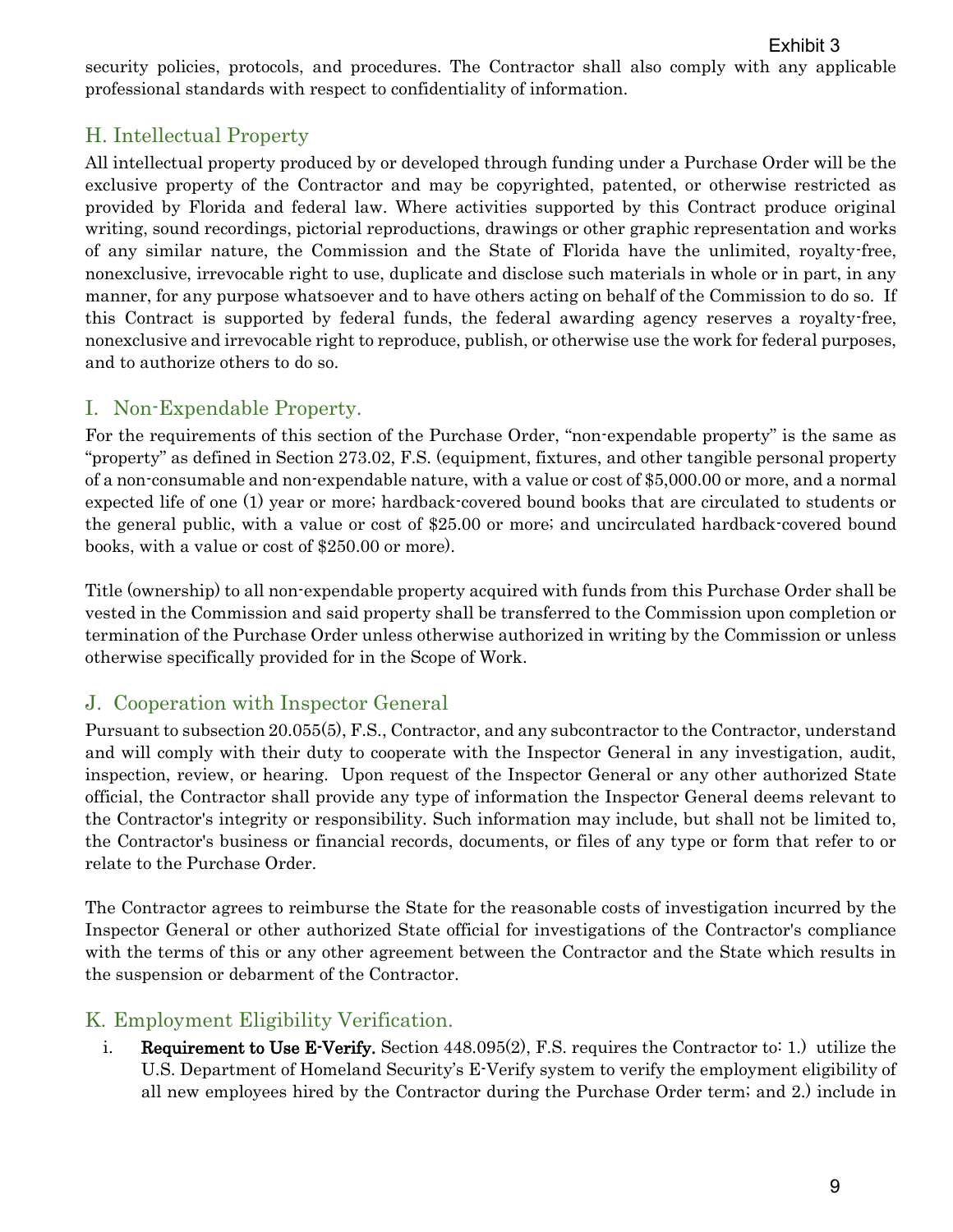security policies, protocols, and procedures. The Contractor shall also comply with any applicable professional standards with respect to confidentiality of information.

## H. Intellectual Property

All intellectual property produced by or developed through funding under a Purchase Order will be the exclusive property of the Contractor and may be copyrighted, patented, or otherwise restricted as provided by Florida and federal law. Where activities supported by this Contract produce original writing, sound recordings, pictorial reproductions, drawings or other graphic representation and works of any similar nature, the Commission and the State of Florida have the unlimited, royalty-free, nonexclusive, irrevocable right to use, duplicate and disclose such materials in whole or in part, in any manner, for any purpose whatsoever and to have others acting on behalf of the Commission to do so. If this Contract is supported by federal funds, the federal awarding agency reserves a royalty-free, nonexclusive and irrevocable right to reproduce, publish, or otherwise use the work for federal purposes, and to authorize others to do so.

## I. Non-Expendable Property.

For the requirements of this section of the Purchase Order, "non-expendable property" is the same as "property" as defined in Section 273.02, F.S. (equipment, fixtures, and other tangible personal property of a non-consumable and non-expendable nature, with a value or cost of $5,000.00 or more, and a normal expected life of one (1) year or more; hardback-covered bound books that are circulated to students or the general public, with a value or cost of $25.00 or more; and uncirculated hardback-covered bound books, with a value or cost of $250.00 or more).

Title (ownership) to all non-expendable property acquired with funds from this Purchase Order shall be vested in the Commission and said property shall be transferred to the Commission upon completion or termination of the Purchase Order unless otherwise authorized in writing by the Commission or unless otherwise specifically provided for in the Scope of Work.

## J. Cooperation with Inspector General

Pursuant to subsection 20.055(5), F.S., Contractor, and any subcontractor to the Contractor, understand and will comply with their duty to cooperate with the Inspector General in any investigation, audit, inspection, review, or hearing. Upon request of the Inspector General or any other authorized State official, the Contractor shall provide any type of information the Inspector General deems relevant to the Contractor's integrity or responsibility. Such information may include, but shall not be limited to, the Contractor's business or financial records, documents, or files of any type or form that refer to or relate to the Purchase Order.

The Contractor agrees to reimburse the State for the reasonable costs of investigation incurred by the Inspector General or other authorized State official for investigations of the Contractor's compliance with the terms of this or any other agreement between the Contractor and the State which results in the suspension or debarment of the Contractor.

## K. Employment Eligibility Verification.

i. **Requirement to Use E-Verify.** Section 448.095(2), F.S. requires the Contractor to: 1.) utilize the U.S. Department of Homeland Security's E-Verify system to verify the employment eligibility of all new employees hired by the Contractor during the Purchase Order term; and 2.) include in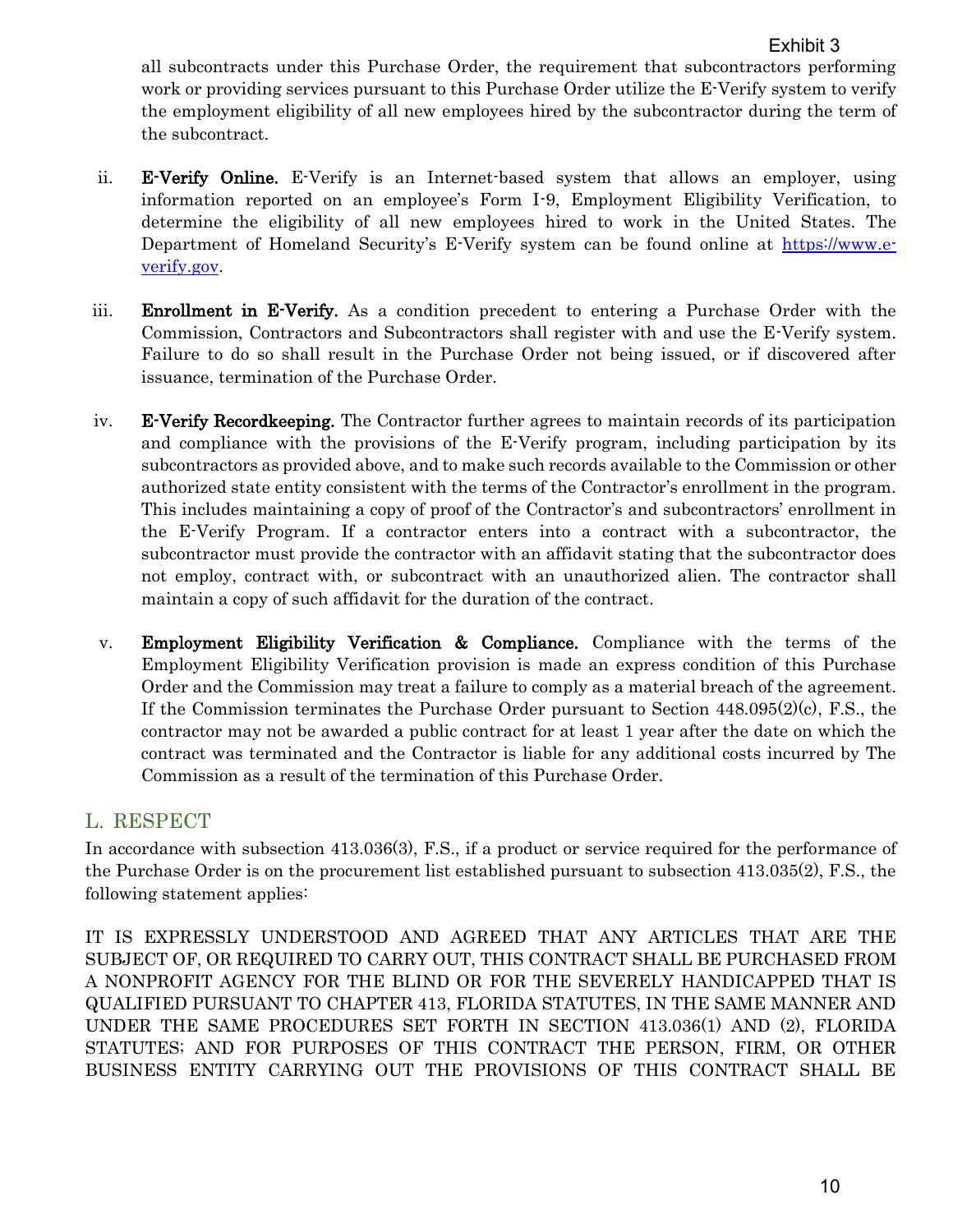Exhibit 3

all subcontracts under this Purchase Order, the requirement that subcontractors performing work or providing services pursuant to this Purchase Order utilize the E-Verify system to verify the employment eligibility of all new employees hired by the subcontractor during the term of the subcontract.

ii. **E-Verify Online.** E-Verify is an Internet-based system that allows an employer, using information reported on an employee's Form I-9, Employment Eligibility Verification, to determine the eligibility of all new employees hired to work in the United States. The Department of Homeland Security's E-Verify system can be found online at https://www.e-verify.gov.

iii. **Enrollment in E-Verify.** As a condition precedent to entering a Purchase Order with the Commission, Contractors and Subcontractors shall register with and use the E-Verify system. Failure to do so shall result in the Purchase Order not being issued, or if discovered after issuance, termination of the Purchase Order.

iv. **E-Verify Recordkeeping.** The Contractor further agrees to maintain records of its participation and compliance with the provisions of the E-Verify program, including participation by its subcontractors as provided above, and to make such records available to the Commission or other authorized state entity consistent with the terms of the Contractor's enrollment in the program. This includes maintaining a copy of proof of the Contractor's and subcontractors' enrollment in the E-Verify Program. If a contractor enters into a contract with a subcontractor, the subcontractor must provide the contractor with an affidavit stating that the subcontractor does not employ, contract with, or subcontract with an unauthorized alien. The contractor shall maintain a copy of such affidavit for the duration of the contract.

v. **Employment Eligibility Verification & Compliance.** Compliance with the terms of the Employment Eligibility Verification provision is made an express condition of this Purchase Order and the Commission may treat a failure to comply as a material breach of the agreement. If the Commission terminates the Purchase Order pursuant to Section 448.095(2)(c), F.S., the contractor may not be awarded a public contract for at least 1 year after the date on which the contract was terminated and the Contractor is liable for any additional costs incurred by The Commission as a result of the termination of this Purchase Order.

## L. RESPECT

In accordance with subsection 413.036(3), F.S., if a product or service required for the performance of the Purchase Order is on the procurement list established pursuant to subsection 413.035(2), F.S., the following statement applies:

IT IS EXPRESSLY UNDERSTOOD AND AGREED THAT ANY ARTICLES THAT ARE THE SUBJECT OF, OR REQUIRED TO CARRY OUT, THIS CONTRACT SHALL BE PURCHASED FROM A NONPROFIT AGENCY FOR THE BLIND OR FOR THE SEVERELY HANDICAPPED THAT IS QUALIFIED PURSUANT TO CHAPTER 413, FLORIDA STATUTES, IN THE SAME MANNER AND UNDER THE SAME PROCEDURES SET FORTH IN SECTION 413.036(1) AND (2), FLORIDA STATUTES; AND FOR PURPOSES OF THIS CONTRACT THE PERSON, FIRM, OR OTHER BUSINESS ENTITY CARRYING OUT THE PROVISIONS OF THIS CONTRACT SHALL BE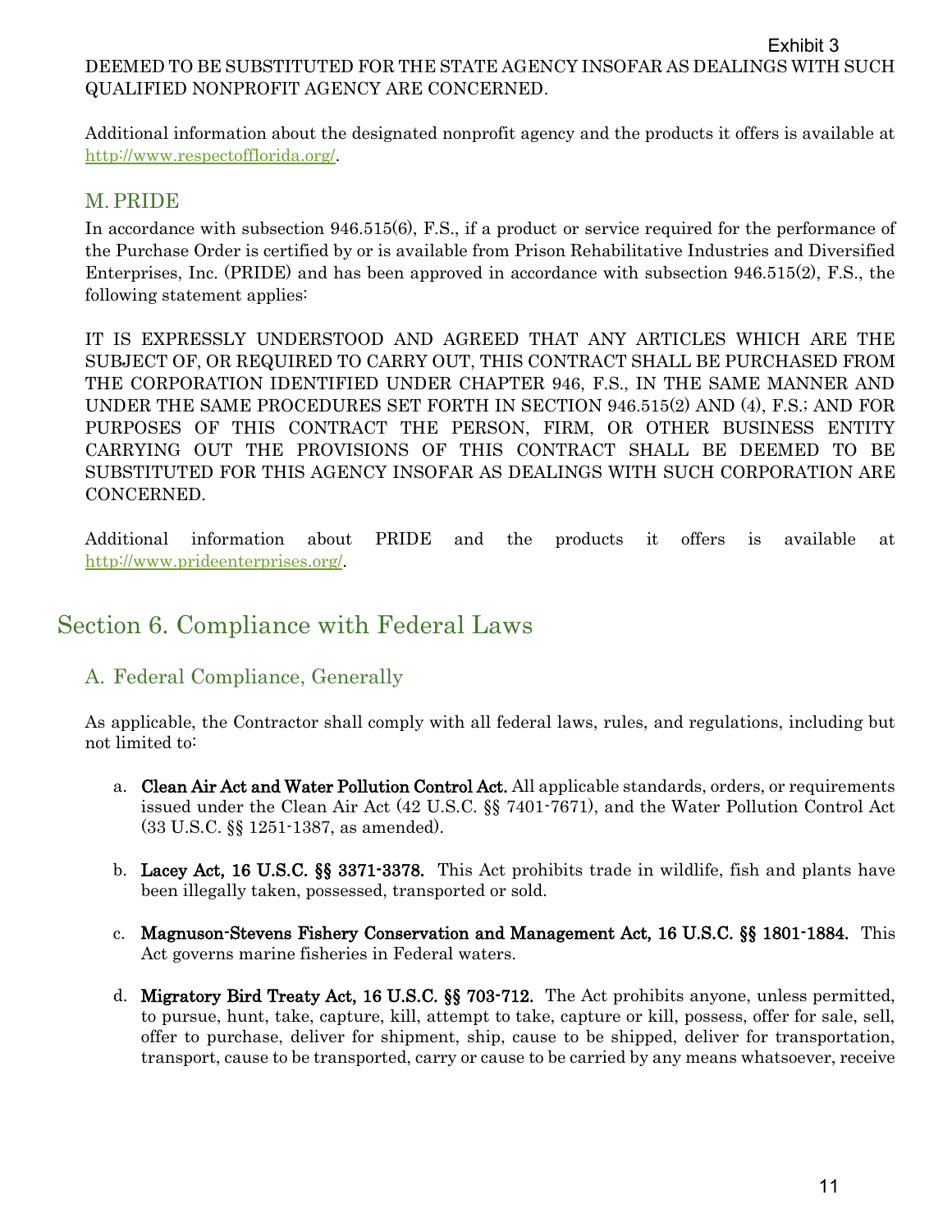DEEMED TO BE SUBSTITUTED FOR THE STATE AGENCY INSOFAR AS DEALINGS WITH SUCH QUALIFIED NONPROFIT AGENCY ARE CONCERNED.

Additional information about the designated nonprofit agency and the products it offers is available at http://www.respectofflorida.org/.

### M. PRIDE

In accordance with subsection 946.515(6), F.S., if a product or service required for the performance of the Purchase Order is certified by or is available from Prison Rehabilitative Industries and Diversified Enterprises, Inc. (PRIDE) and has been approved in accordance with subsection 946.515(2), F.S., the following statement applies:

IT IS EXPRESSLY UNDERSTOOD AND AGREED THAT ANY ARTICLES WHICH ARE THE SUBJECT OF, OR REQUIRED TO CARRY OUT, THIS CONTRACT SHALL BE PURCHASED FROM THE CORPORATION IDENTIFIED UNDER CHAPTER 946, F.S., IN THE SAME MANNER AND UNDER THE SAME PROCEDURES SET FORTH IN SECTION 946.515(2) AND (4), F.S.; AND FOR PURPOSES OF THIS CONTRACT THE PERSON, FIRM, OR OTHER BUSINESS ENTITY CARRYING OUT THE PROVISIONS OF THIS CONTRACT SHALL BE DEEMED TO BE SUBSTITUTED FOR THIS AGENCY INSOFAR AS DEALINGS WITH SUCH CORPORATION ARE CONCERNED.

Additional information about PRIDE and the products it offers is available at http://www.prideenterprises.org/.

## Section 6. Compliance with Federal Laws

### A. Federal Compliance, Generally

As applicable, the Contractor shall comply with all federal laws, rules, and regulations, including but not limited to:

a. **Clean Air Act and Water Pollution Control Act.** All applicable standards, orders, or requirements issued under the Clean Air Act (42 U.S.C. §§ 7401-7671), and the Water Pollution Control Act (33 U.S.C. §§ 1251-1387, as amended).

b. **Lacey Act, 16 U.S.C. §§ 3371-3378.** This Act prohibits trade in wildlife, fish and plants have been illegally taken, possessed, transported or sold.

c. **Magnuson-Stevens Fishery Conservation and Management Act, 16 U.S.C. §§ 1801-1884.** This Act governs marine fisheries in Federal waters.

d. **Migratory Bird Treaty Act, 16 U.S.C. §§ 703-712.** The Act prohibits anyone, unless permitted, to pursue, hunt, take, capture, kill, attempt to take, capture or kill, possess, offer for sale, sell, offer to purchase, deliver for shipment, ship, cause to be shipped, deliver for transportation, transport, cause to be transported, carry or cause to be carried by any means whatsoever, receive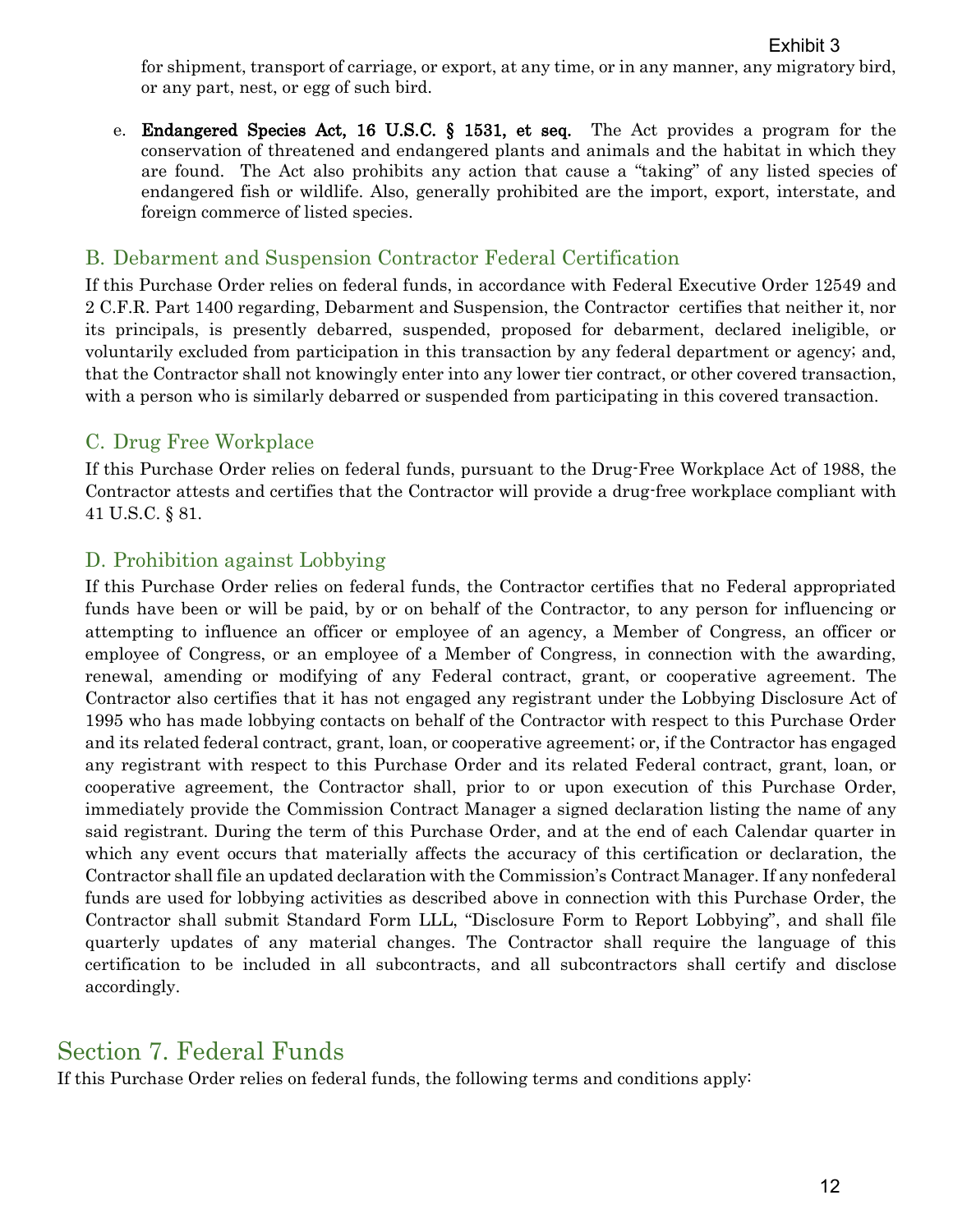for shipment, transport of carriage, or export, at any time, or in any manner, any migratory bird, or any part, nest, or egg of such bird.

e. **Endangered Species Act, 16 U.S.C. § 1531, et seq.** The Act provides a program for the conservation of threatened and endangered plants and animals and the habitat in which they are found. The Act also prohibits any action that cause a "taking" of any listed species of endangered fish or wildlife. Also, generally prohibited are the import, export, interstate, and foreign commerce of listed species.

### B. Debarment and Suspension Contractor Federal Certification

If this Purchase Order relies on federal funds, in accordance with Federal Executive Order 12549 and 2 C.F.R. Part 1400 regarding, Debarment and Suspension, the Contractor certifies that neither it, nor its principals, is presently debarred, suspended, proposed for debarment, declared ineligible, or voluntarily excluded from participation in this transaction by any federal department or agency; and, that the Contractor shall not knowingly enter into any lower tier contract, or other covered transaction, with a person who is similarly debarred or suspended from participating in this covered transaction.

### C. Drug Free Workplace

If this Purchase Order relies on federal funds, pursuant to the Drug-Free Workplace Act of 1988, the Contractor attests and certifies that the Contractor will provide a drug-free workplace compliant with 41 U.S.C. § 81.

### D. Prohibition against Lobbying

If this Purchase Order relies on federal funds, the Contractor certifies that no Federal appropriated funds have been or will be paid, by or on behalf of the Contractor, to any person for influencing or attempting to influence an officer or employee of an agency, a Member of Congress, an officer or employee of Congress, or an employee of a Member of Congress, in connection with the awarding, renewal, amending or modifying of any Federal contract, grant, or cooperative agreement. The Contractor also certifies that it has not engaged any registrant under the Lobbying Disclosure Act of 1995 who has made lobbying contacts on behalf of the Contractor with respect to this Purchase Order and its related federal contract, grant, loan, or cooperative agreement; or, if the Contractor has engaged any registrant with respect to this Purchase Order and its related Federal contract, grant, loan, or cooperative agreement, the Contractor shall, prior to or upon execution of this Purchase Order, immediately provide the Commission Contract Manager a signed declaration listing the name of any said registrant. During the term of this Purchase Order, and at the end of each Calendar quarter in which any event occurs that materially affects the accuracy of this certification or declaration, the Contractor shall file an updated declaration with the Commission's Contract Manager. If any nonfederal funds are used for lobbying activities as described above in connection with this Purchase Order, the Contractor shall submit Standard Form LLL, "Disclosure Form to Report Lobbying", and shall file quarterly updates of any material changes. The Contractor shall require the language of this certification to be included in all subcontracts, and all subcontractors shall certify and disclose accordingly.

## Section 7. Federal Funds

If this Purchase Order relies on federal funds, the following terms and conditions apply: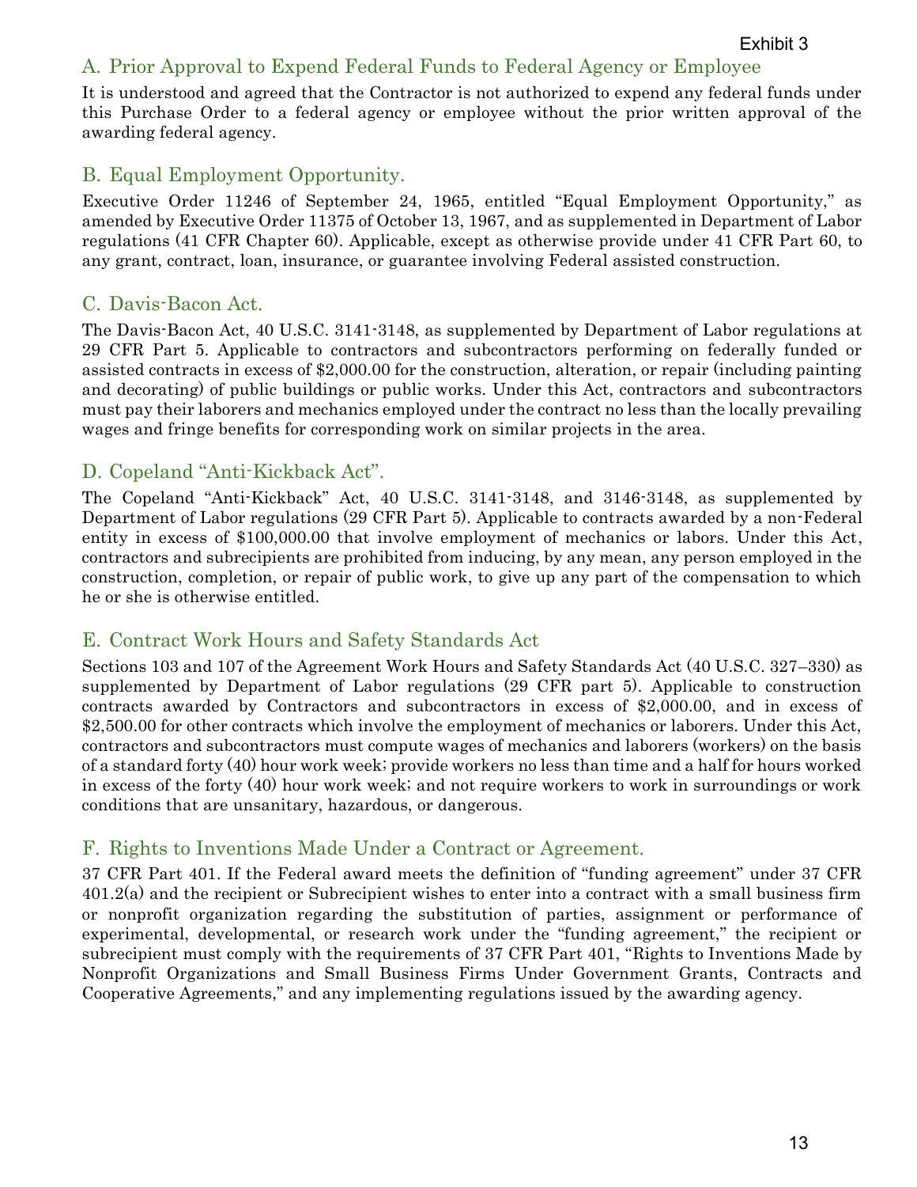Exhibit 3

## A. Prior Approval to Expend Federal Funds to Federal Agency or Employee

It is understood and agreed that the Contractor is not authorized to expend any federal funds under this Purchase Order to a federal agency or employee without the prior written approval of the awarding federal agency.

## B. Equal Employment Opportunity.

Executive Order 11246 of September 24, 1965, entitled "Equal Employment Opportunity," as amended by Executive Order 11375 of October 13, 1967, and as supplemented in Department of Labor regulations (41 CFR Chapter 60). Applicable, except as otherwise provide under 41 CFR Part 60, to any grant, contract, loan, insurance, or guarantee involving Federal assisted construction.

## C. Davis-Bacon Act.

The Davis-Bacon Act, 40 U.S.C. 3141-3148, as supplemented by Department of Labor regulations at 29 CFR Part 5. Applicable to contractors and subcontractors performing on federally funded or assisted contracts in excess of $2,000.00 for the construction, alteration, or repair (including painting and decorating) of public buildings or public works. Under this Act, contractors and subcontractors must pay their laborers and mechanics employed under the contract no less than the locally prevailing wages and fringe benefits for corresponding work on similar projects in the area.

## D. Copeland "Anti-Kickback Act".

The Copeland "Anti-Kickback" Act, 40 U.S.C. 3141-3148, and 3146-3148, as supplemented by Department of Labor regulations (29 CFR Part 5). Applicable to contracts awarded by a non-Federal entity in excess of $100,000.00 that involve employment of mechanics or labors. Under this Act, contractors and subrecipients are prohibited from inducing, by any mean, any person employed in the construction, completion, or repair of public work, to give up any part of the compensation to which he or she is otherwise entitled.

## E. Contract Work Hours and Safety Standards Act

Sections 103 and 107 of the Agreement Work Hours and Safety Standards Act (40 U.S.C. 327–330) as supplemented by Department of Labor regulations (29 CFR part 5). Applicable to construction contracts awarded by Contractors and subcontractors in excess of $2,000.00, and in excess of $2,500.00 for other contracts which involve the employment of mechanics or laborers. Under this Act, contractors and subcontractors must compute wages of mechanics and laborers (workers) on the basis of a standard forty (40) hour work week; provide workers no less than time and a half for hours worked in excess of the forty (40) hour work week; and not require workers to work in surroundings or work conditions that are unsanitary, hazardous, or dangerous.

## F. Rights to Inventions Made Under a Contract or Agreement.

37 CFR Part 401. If the Federal award meets the definition of "funding agreement" under 37 CFR 401.2(a) and the recipient or Subrecipient wishes to enter into a contract with a small business firm or nonprofit organization regarding the substitution of parties, assignment or performance of experimental, developmental, or research work under the "funding agreement," the recipient or subrecipient must comply with the requirements of 37 CFR Part 401, "Rights to Inventions Made by Nonprofit Organizations and Small Business Firms Under Government Grants, Contracts and Cooperative Agreements," and any implementing regulations issued by the awarding agency.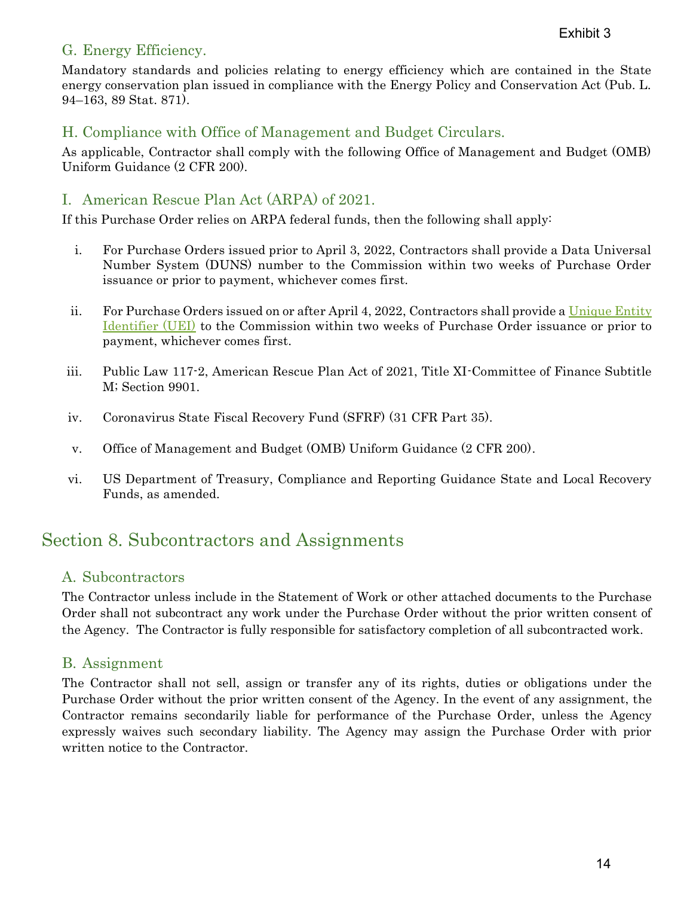### G. Energy Efficiency.

Mandatory standards and policies relating to energy efficiency which are contained in the State energy conservation plan issued in compliance with the Energy Policy and Conservation Act (Pub. L. 94–163, 89 Stat. 871).

### H. Compliance with Office of Management and Budget Circulars.

As applicable, Contractor shall comply with the following Office of Management and Budget (OMB) Uniform Guidance (2 CFR 200).

### I. American Rescue Plan Act (ARPA) of 2021.

If this Purchase Order relies on ARPA federal funds, then the following shall apply:

i. For Purchase Orders issued prior to April 3, 2022, Contractors shall provide a Data Universal Number System (DUNS) number to the Commission within two weeks of Purchase Order issuance or prior to payment, whichever comes first.

ii. For Purchase Orders issued on or after April 4, 2022, Contractors shall provide a Unique Entity Identifier (UEI) to the Commission within two weeks of Purchase Order issuance or prior to payment, whichever comes first.

iii. Public Law 117-2, American Rescue Plan Act of 2021, Title XI-Committee of Finance Subtitle M; Section 9901.

iv. Coronavirus State Fiscal Recovery Fund (SFRF) (31 CFR Part 35).

v. Office of Management and Budget (OMB) Uniform Guidance (2 CFR 200).

vi. US Department of Treasury, Compliance and Reporting Guidance State and Local Recovery Funds, as amended.

## Section 8. Subcontractors and Assignments

### A. Subcontractors

The Contractor unless include in the Statement of Work or other attached documents to the Purchase Order shall not subcontract any work under the Purchase Order without the prior written consent of the Agency. The Contractor is fully responsible for satisfactory completion of all subcontracted work.

### B. Assignment

The Contractor shall not sell, assign or transfer any of its rights, duties or obligations under the Purchase Order without the prior written consent of the Agency. In the event of any assignment, the Contractor remains secondarily liable for performance of the Purchase Order, unless the Agency expressly waives such secondary liability. The Agency may assign the Purchase Order with prior written notice to the Contractor.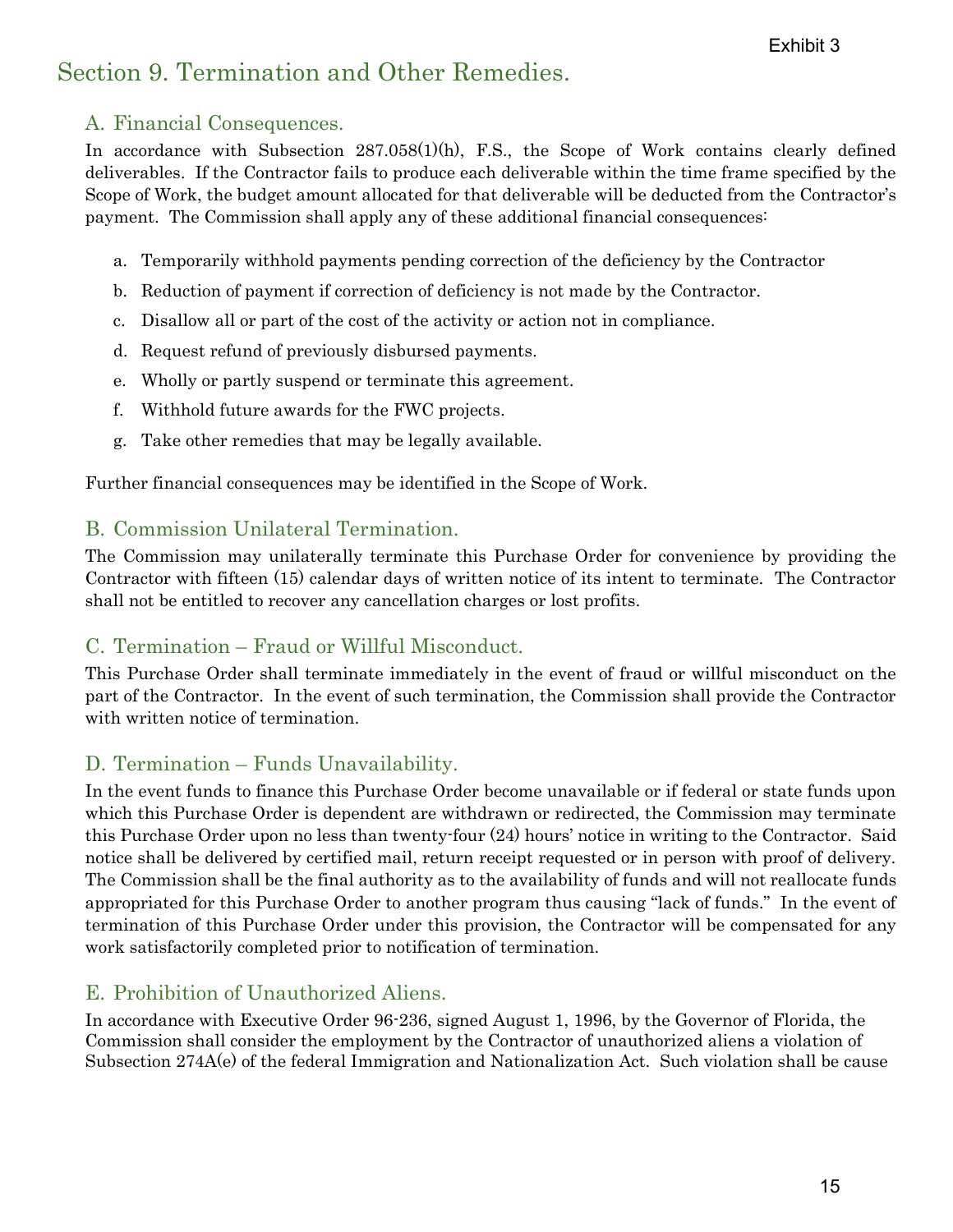Exhibit 3

## Section 9. Termination and Other Remedies.

### A. Financial Consequences.

In accordance with Subsection 287.058(1)(h), F.S., the Scope of Work contains clearly defined deliverables. If the Contractor fails to produce each deliverable within the time frame specified by the Scope of Work, the budget amount allocated for that deliverable will be deducted from the Contractor's payment. The Commission shall apply any of these additional financial consequences:

a. Temporarily withhold payments pending correction of the deficiency by the Contractor

b. Reduction of payment if correction of deficiency is not made by the Contractor.

c. Disallow all or part of the cost of the activity or action not in compliance.

d. Request refund of previously disbursed payments.

e. Wholly or partly suspend or terminate this agreement.

f. Withhold future awards for the FWC projects.

g. Take other remedies that may be legally available.

Further financial consequences may be identified in the Scope of Work.

### B. Commission Unilateral Termination.

The Commission may unilaterally terminate this Purchase Order for convenience by providing the Contractor with fifteen (15) calendar days of written notice of its intent to terminate. The Contractor shall not be entitled to recover any cancellation charges or lost profits.

### C. Termination – Fraud or Willful Misconduct.

This Purchase Order shall terminate immediately in the event of fraud or willful misconduct on the part of the Contractor. In the event of such termination, the Commission shall provide the Contractor with written notice of termination.

### D. Termination – Funds Unavailability.

In the event funds to finance this Purchase Order become unavailable or if federal or state funds upon which this Purchase Order is dependent are withdrawn or redirected, the Commission may terminate this Purchase Order upon no less than twenty-four (24) hours' notice in writing to the Contractor. Said notice shall be delivered by certified mail, return receipt requested or in person with proof of delivery. The Commission shall be the final authority as to the availability of funds and will not reallocate funds appropriated for this Purchase Order to another program thus causing "lack of funds." In the event of termination of this Purchase Order under this provision, the Contractor will be compensated for any work satisfactorily completed prior to notification of termination.

### E. Prohibition of Unauthorized Aliens.

In accordance with Executive Order 96-236, signed August 1, 1996, by the Governor of Florida, the Commission shall consider the employment by the Contractor of unauthorized aliens a violation of Subsection 274A(e) of the federal Immigration and Nationalization Act. Such violation shall be cause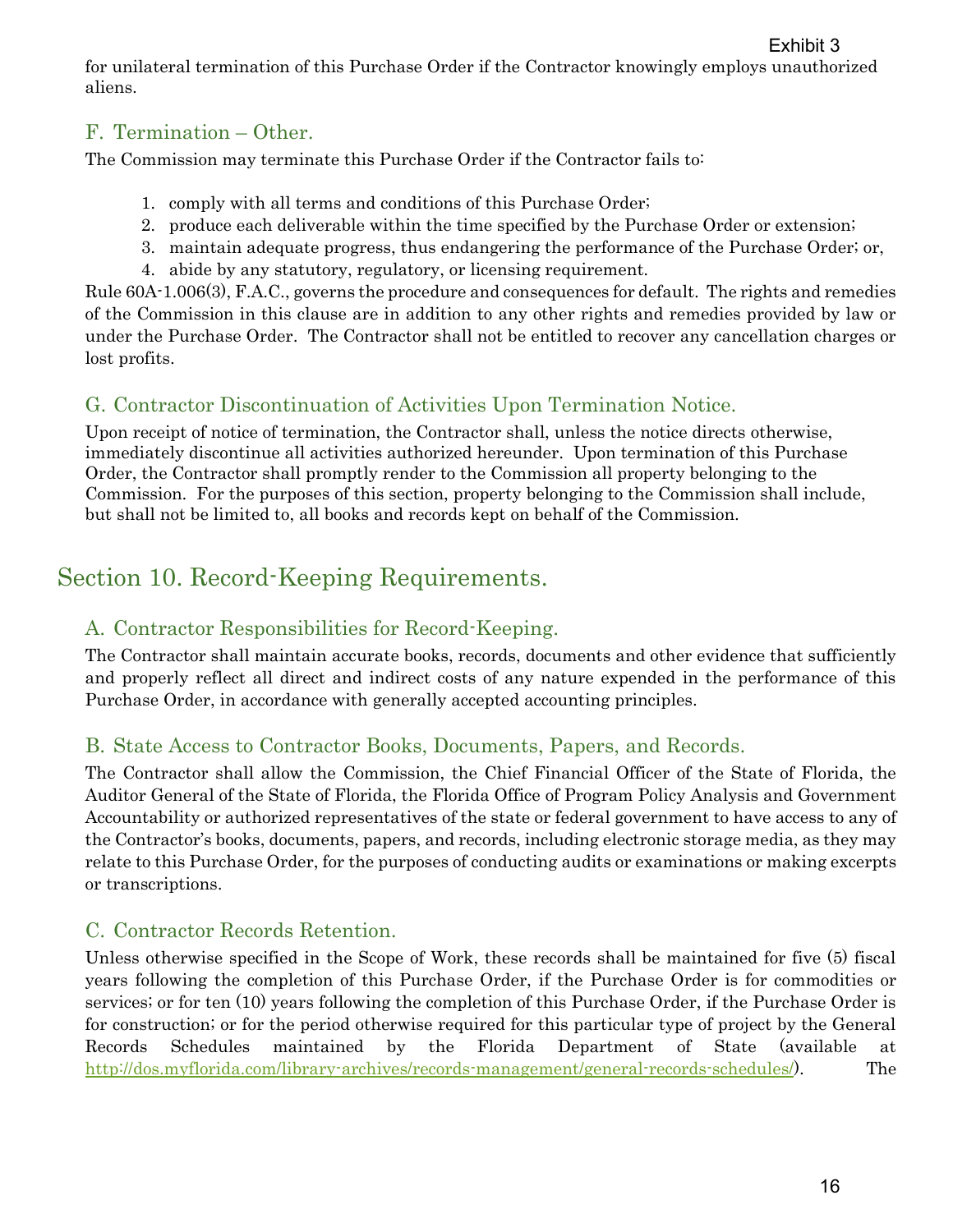for unilateral termination of this Purchase Order if the Contractor knowingly employs unauthorized aliens.

### F. Termination – Other.

The Commission may terminate this Purchase Order if the Contractor fails to:

1. comply with all terms and conditions of this Purchase Order;
2. produce each deliverable within the time specified by the Purchase Order or extension;
3. maintain adequate progress, thus endangering the performance of the Purchase Order; or,
4. abide by any statutory, regulatory, or licensing requirement.

Rule 60A-1.006(3), F.A.C., governs the procedure and consequences for default. The rights and remedies of the Commission in this clause are in addition to any other rights and remedies provided by law or under the Purchase Order. The Contractor shall not be entitled to recover any cancellation charges or lost profits.

### G. Contractor Discontinuation of Activities Upon Termination Notice.

Upon receipt of notice of termination, the Contractor shall, unless the notice directs otherwise, immediately discontinue all activities authorized hereunder. Upon termination of this Purchase Order, the Contractor shall promptly render to the Commission all property belonging to the Commission. For the purposes of this section, property belonging to the Commission shall include, but shall not be limited to, all books and records kept on behalf of the Commission.

## Section 10. Record-Keeping Requirements.

### A. Contractor Responsibilities for Record-Keeping.

The Contractor shall maintain accurate books, records, documents and other evidence that sufficiently and properly reflect all direct and indirect costs of any nature expended in the performance of this Purchase Order, in accordance with generally accepted accounting principles.

### B. State Access to Contractor Books, Documents, Papers, and Records.

The Contractor shall allow the Commission, the Chief Financial Officer of the State of Florida, the Auditor General of the State of Florida, the Florida Office of Program Policy Analysis and Government Accountability or authorized representatives of the state or federal government to have access to any of the Contractor's books, documents, papers, and records, including electronic storage media, as they may relate to this Purchase Order, for the purposes of conducting audits or examinations or making excerpts or transcriptions.

### C. Contractor Records Retention.

Unless otherwise specified in the Scope of Work, these records shall be maintained for five (5) fiscal years following the completion of this Purchase Order, if the Purchase Order is for commodities or services; or for ten (10) years following the completion of this Purchase Order, if the Purchase Order is for construction; or for the period otherwise required for this particular type of project by the General Records Schedules maintained by the Florida Department of State (available at http://dos.myflorida.com/library-archives/records-management/general-records-schedules/). The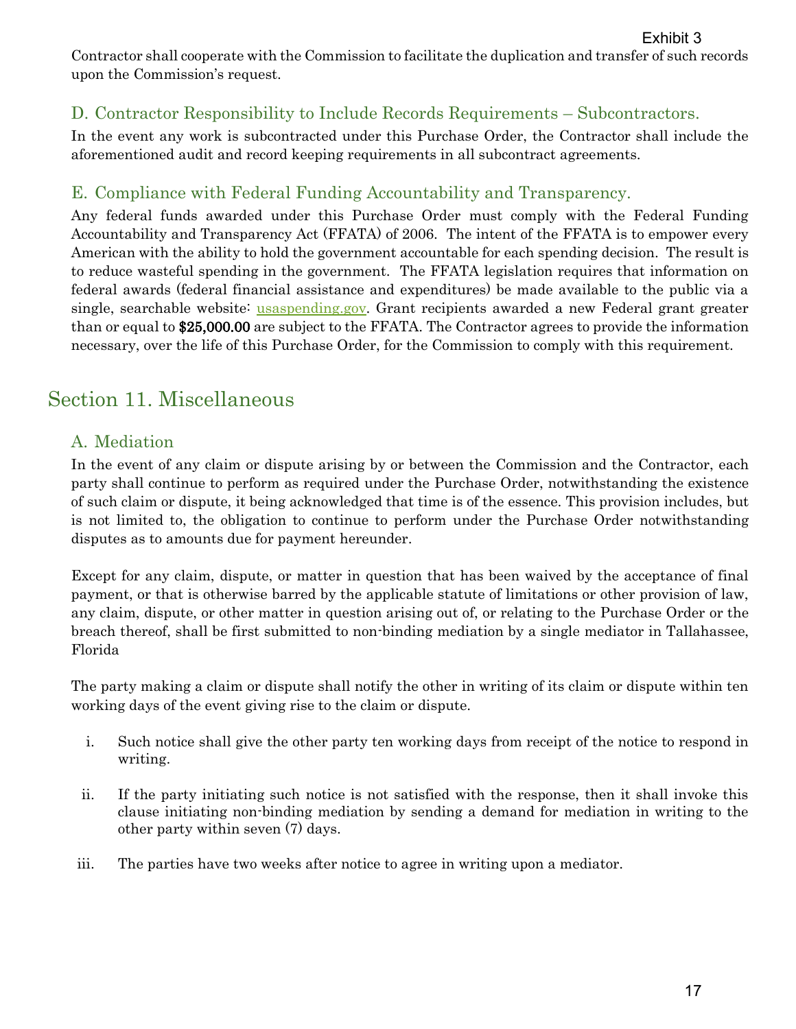Contractor shall cooperate with the Commission to facilitate the duplication and transfer of such records upon the Commission's request.

### D. Contractor Responsibility to Include Records Requirements – Subcontractors.

In the event any work is subcontracted under this Purchase Order, the Contractor shall include the aforementioned audit and record keeping requirements in all subcontract agreements.

### E. Compliance with Federal Funding Accountability and Transparency.

Any federal funds awarded under this Purchase Order must comply with the Federal Funding Accountability and Transparency Act (FFATA) of 2006. The intent of the FFATA is to empower every American with the ability to hold the government accountable for each spending decision. The result is to reduce wasteful spending in the government. The FFATA legislation requires that information on federal awards (federal financial assistance and expenditures) be made available to the public via a single, searchable website: usaspending.gov. Grant recipients awarded a new Federal grant greater than or equal to **$25,000.00** are subject to the FFATA. The Contractor agrees to provide the information necessary, over the life of this Purchase Order, for the Commission to comply with this requirement.

## Section 11. Miscellaneous

### A. Mediation

In the event of any claim or dispute arising by or between the Commission and the Contractor, each party shall continue to perform as required under the Purchase Order, notwithstanding the existence of such claim or dispute, it being acknowledged that time is of the essence. This provision includes, but is not limited to, the obligation to continue to perform under the Purchase Order notwithstanding disputes as to amounts due for payment hereunder.

Except for any claim, dispute, or matter in question that has been waived by the acceptance of final payment, or that is otherwise barred by the applicable statute of limitations or other provision of law, any claim, dispute, or other matter in question arising out of, or relating to the Purchase Order or the breach thereof, shall be first submitted to non-binding mediation by a single mediator in Tallahassee, Florida

The party making a claim or dispute shall notify the other in writing of its claim or dispute within ten working days of the event giving rise to the claim or dispute.

i. Such notice shall give the other party ten working days from receipt of the notice to respond in writing.

ii. If the party initiating such notice is not satisfied with the response, then it shall invoke this clause initiating non-binding mediation by sending a demand for mediation in writing to the other party within seven (7) days.

iii. The parties have two weeks after notice to agree in writing upon a mediator.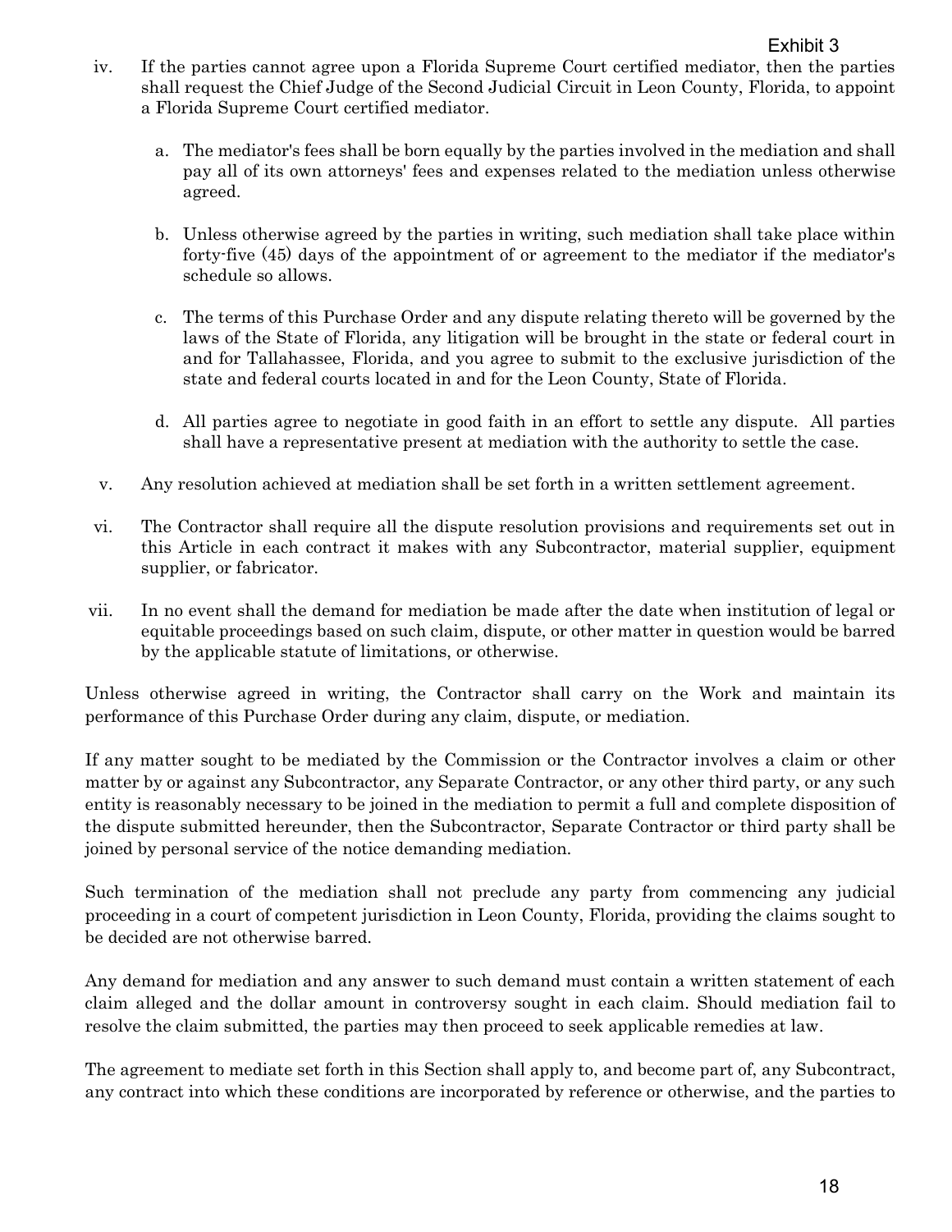iv. If the parties cannot agree upon a Florida Supreme Court certified mediator, then the parties shall request the Chief Judge of the Second Judicial Circuit in Leon County, Florida, to appoint a Florida Supreme Court certified mediator.

   a. The mediator's fees shall be born equally by the parties involved in the mediation and shall pay all of its own attorneys' fees and expenses related to the mediation unless otherwise agreed.

   b. Unless otherwise agreed by the parties in writing, such mediation shall take place within forty-five (45) days of the appointment of or agreement to the mediator if the mediator's schedule so allows.

   c. The terms of this Purchase Order and any dispute relating thereto will be governed by the laws of the State of Florida, any litigation will be brought in the state or federal court in and for Tallahassee, Florida, and you agree to submit to the exclusive jurisdiction of the state and federal courts located in and for the Leon County, State of Florida.

   d. All parties agree to negotiate in good faith in an effort to settle any dispute. All parties shall have a representative present at mediation with the authority to settle the case.

v. Any resolution achieved at mediation shall be set forth in a written settlement agreement.

vi. The Contractor shall require all the dispute resolution provisions and requirements set out in this Article in each contract it makes with any Subcontractor, material supplier, equipment supplier, or fabricator.

vii. In no event shall the demand for mediation be made after the date when institution of legal or equitable proceedings based on such claim, dispute, or other matter in question would be barred by the applicable statute of limitations, or otherwise.

Unless otherwise agreed in writing, the Contractor shall carry on the Work and maintain its performance of this Purchase Order during any claim, dispute, or mediation.

If any matter sought to be mediated by the Commission or the Contractor involves a claim or other matter by or against any Subcontractor, any Separate Contractor, or any other third party, or any such entity is reasonably necessary to be joined in the mediation to permit a full and complete disposition of the dispute submitted hereunder, then the Subcontractor, Separate Contractor or third party shall be joined by personal service of the notice demanding mediation.

Such termination of the mediation shall not preclude any party from commencing any judicial proceeding in a court of competent jurisdiction in Leon County, Florida, providing the claims sought to be decided are not otherwise barred.

Any demand for mediation and any answer to such demand must contain a written statement of each claim alleged and the dollar amount in controversy sought in each claim. Should mediation fail to resolve the claim submitted, the parties may then proceed to seek applicable remedies at law.

The agreement to mediate set forth in this Section shall apply to, and become part of, any Subcontract, any contract into which these conditions are incorporated by reference or otherwise, and the parties to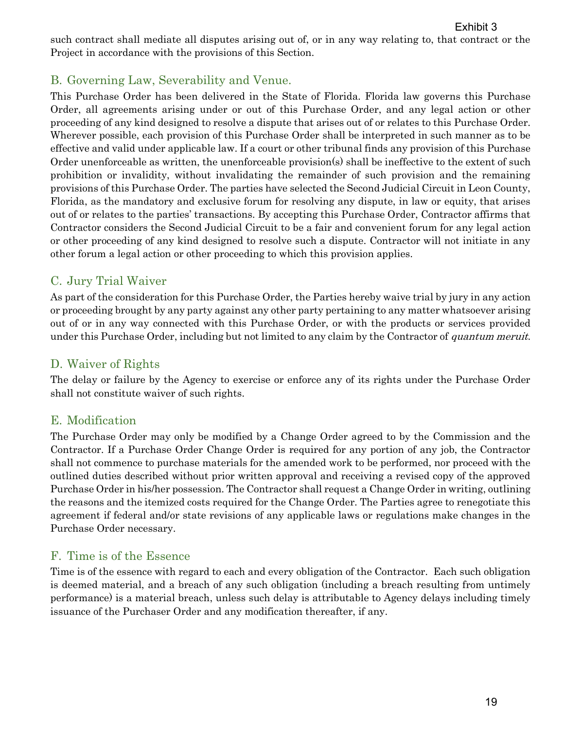such contract shall mediate all disputes arising out of, or in any way relating to, that contract or the Project in accordance with the provisions of this Section.

## B. Governing Law, Severability and Venue.

This Purchase Order has been delivered in the State of Florida. Florida law governs this Purchase Order, all agreements arising under or out of this Purchase Order, and any legal action or other proceeding of any kind designed to resolve a dispute that arises out of or relates to this Purchase Order. Wherever possible, each provision of this Purchase Order shall be interpreted in such manner as to be effective and valid under applicable law. If a court or other tribunal finds any provision of this Purchase Order unenforceable as written, the unenforceable provision(s) shall be ineffective to the extent of such prohibition or invalidity, without invalidating the remainder of such provision and the remaining provisions of this Purchase Order. The parties have selected the Second Judicial Circuit in Leon County, Florida, as the mandatory and exclusive forum for resolving any dispute, in law or equity, that arises out of or relates to the parties' transactions. By accepting this Purchase Order, Contractor affirms that Contractor considers the Second Judicial Circuit to be a fair and convenient forum for any legal action or other proceeding of any kind designed to resolve such a dispute. Contractor will not initiate in any other forum a legal action or other proceeding to which this provision applies.

## C. Jury Trial Waiver

As part of the consideration for this Purchase Order, the Parties hereby waive trial by jury in any action or proceeding brought by any party against any other party pertaining to any matter whatsoever arising out of or in any way connected with this Purchase Order, or with the products or services provided under this Purchase Order, including but not limited to any claim by the Contractor of *quantum meruit*.

## D. Waiver of Rights

The delay or failure by the Agency to exercise or enforce any of its rights under the Purchase Order shall not constitute waiver of such rights.

## E. Modification

The Purchase Order may only be modified by a Change Order agreed to by the Commission and the Contractor. If a Purchase Order Change Order is required for any portion of any job, the Contractor shall not commence to purchase materials for the amended work to be performed, nor proceed with the outlined duties described without prior written approval and receiving a revised copy of the approved Purchase Order in his/her possession. The Contractor shall request a Change Order in writing, outlining the reasons and the itemized costs required for the Change Order. The Parties agree to renegotiate this agreement if federal and/or state revisions of any applicable laws or regulations make changes in the Purchase Order necessary.

## F. Time is of the Essence

Time is of the essence with regard to each and every obligation of the Contractor. Each such obligation is deemed material, and a breach of any such obligation (including a breach resulting from untimely performance) is a material breach, unless such delay is attributable to Agency delays including timely issuance of the Purchaser Order and any modification thereafter, if any.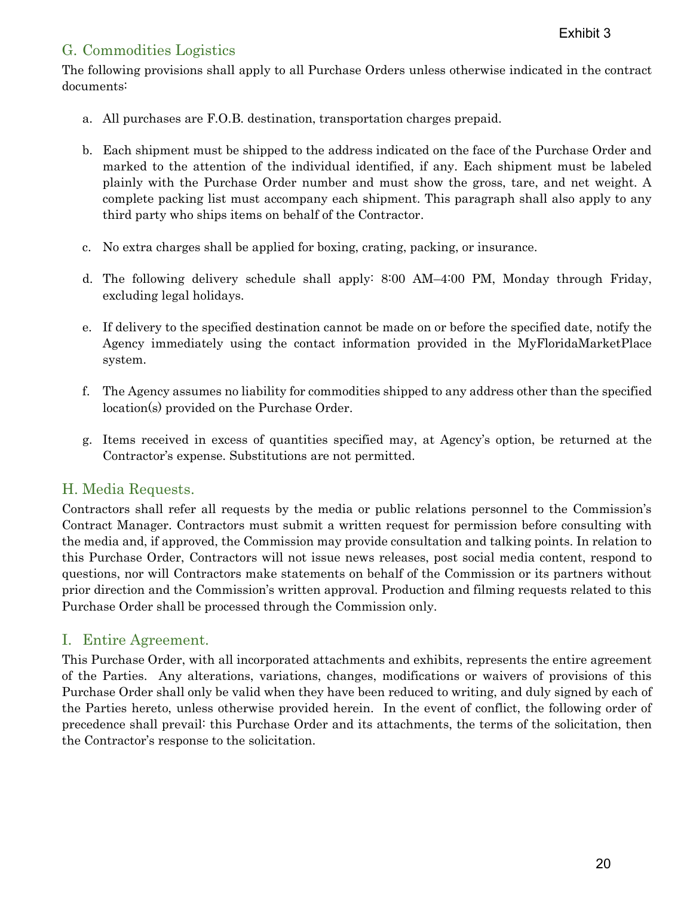Exhibit 3

## G. Commodities Logistics

The following provisions shall apply to all Purchase Orders unless otherwise indicated in the contract documents:

a. All purchases are F.O.B. destination, transportation charges prepaid.

b. Each shipment must be shipped to the address indicated on the face of the Purchase Order and marked to the attention of the individual identified, if any. Each shipment must be labeled plainly with the Purchase Order number and must show the gross, tare, and net weight. A complete packing list must accompany each shipment. This paragraph shall also apply to any third party who ships items on behalf of the Contractor.

c. No extra charges shall be applied for boxing, crating, packing, or insurance.

d. The following delivery schedule shall apply: 8:00 AM–4:00 PM, Monday through Friday, excluding legal holidays.

e. If delivery to the specified destination cannot be made on or before the specified date, notify the Agency immediately using the contact information provided in the MyFloridaMarketPlace system.

f. The Agency assumes no liability for commodities shipped to any address other than the specified location(s) provided on the Purchase Order.

g. Items received in excess of quantities specified may, at Agency's option, be returned at the Contractor's expense. Substitutions are not permitted.

## H. Media Requests.

Contractors shall refer all requests by the media or public relations personnel to the Commission's Contract Manager. Contractors must submit a written request for permission before consulting with the media and, if approved, the Commission may provide consultation and talking points. In relation to this Purchase Order, Contractors will not issue news releases, post social media content, respond to questions, nor will Contractors make statements on behalf of the Commission or its partners without prior direction and the Commission's written approval. Production and filming requests related to this Purchase Order shall be processed through the Commission only.

## I. Entire Agreement.

This Purchase Order, with all incorporated attachments and exhibits, represents the entire agreement of the Parties. Any alterations, variations, changes, modifications or waivers of provisions of this Purchase Order shall only be valid when they have been reduced to writing, and duly signed by each of the Parties hereto, unless otherwise provided herein. In the event of conflict, the following order of precedence shall prevail: this Purchase Order and its attachments, the terms of the solicitation, then the Contractor's response to the solicitation.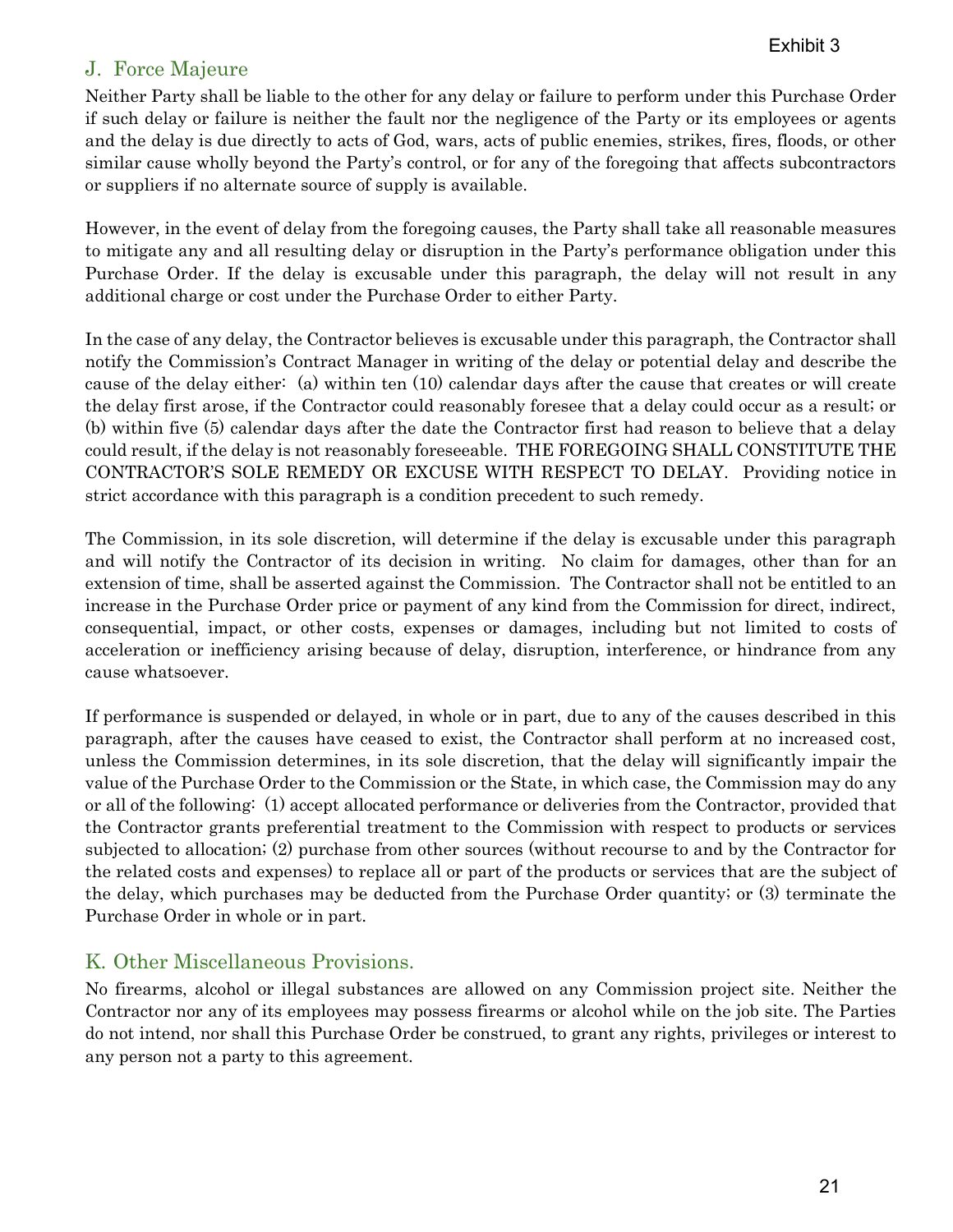## J. Force Majeure

Neither Party shall be liable to the other for any delay or failure to perform under this Purchase Order if such delay or failure is neither the fault nor the negligence of the Party or its employees or agents and the delay is due directly to acts of God, wars, acts of public enemies, strikes, fires, floods, or other similar cause wholly beyond the Party's control, or for any of the foregoing that affects subcontractors or suppliers if no alternate source of supply is available.

However, in the event of delay from the foregoing causes, the Party shall take all reasonable measures to mitigate any and all resulting delay or disruption in the Party's performance obligation under this Purchase Order. If the delay is excusable under this paragraph, the delay will not result in any additional charge or cost under the Purchase Order to either Party.

In the case of any delay, the Contractor believes is excusable under this paragraph, the Contractor shall notify the Commission's Contract Manager in writing of the delay or potential delay and describe the cause of the delay either: (a) within ten (10) calendar days after the cause that creates or will create the delay first arose, if the Contractor could reasonably foresee that a delay could occur as a result; or (b) within five (5) calendar days after the date the Contractor first had reason to believe that a delay could result, if the delay is not reasonably foreseeable. THE FOREGOING SHALL CONSTITUTE THE CONTRACTOR'S SOLE REMEDY OR EXCUSE WITH RESPECT TO DELAY. Providing notice in strict accordance with this paragraph is a condition precedent to such remedy.

The Commission, in its sole discretion, will determine if the delay is excusable under this paragraph and will notify the Contractor of its decision in writing. No claim for damages, other than for an extension of time, shall be asserted against the Commission. The Contractor shall not be entitled to an increase in the Purchase Order price or payment of any kind from the Commission for direct, indirect, consequential, impact, or other costs, expenses or damages, including but not limited to costs of acceleration or inefficiency arising because of delay, disruption, interference, or hindrance from any cause whatsoever.

If performance is suspended or delayed, in whole or in part, due to any of the causes described in this paragraph, after the causes have ceased to exist, the Contractor shall perform at no increased cost, unless the Commission determines, in its sole discretion, that the delay will significantly impair the value of the Purchase Order to the Commission or the State, in which case, the Commission may do any or all of the following: (1) accept allocated performance or deliveries from the Contractor, provided that the Contractor grants preferential treatment to the Commission with respect to products or services subjected to allocation; (2) purchase from other sources (without recourse to and by the Contractor for the related costs and expenses) to replace all or part of the products or services that are the subject of the delay, which purchases may be deducted from the Purchase Order quantity; or (3) terminate the Purchase Order in whole or in part.

## K. Other Miscellaneous Provisions.

No firearms, alcohol or illegal substances are allowed on any Commission project site. Neither the Contractor nor any of its employees may possess firearms or alcohol while on the job site. The Parties do not intend, nor shall this Purchase Order be construed, to grant any rights, privileges or interest to any person not a party to this agreement.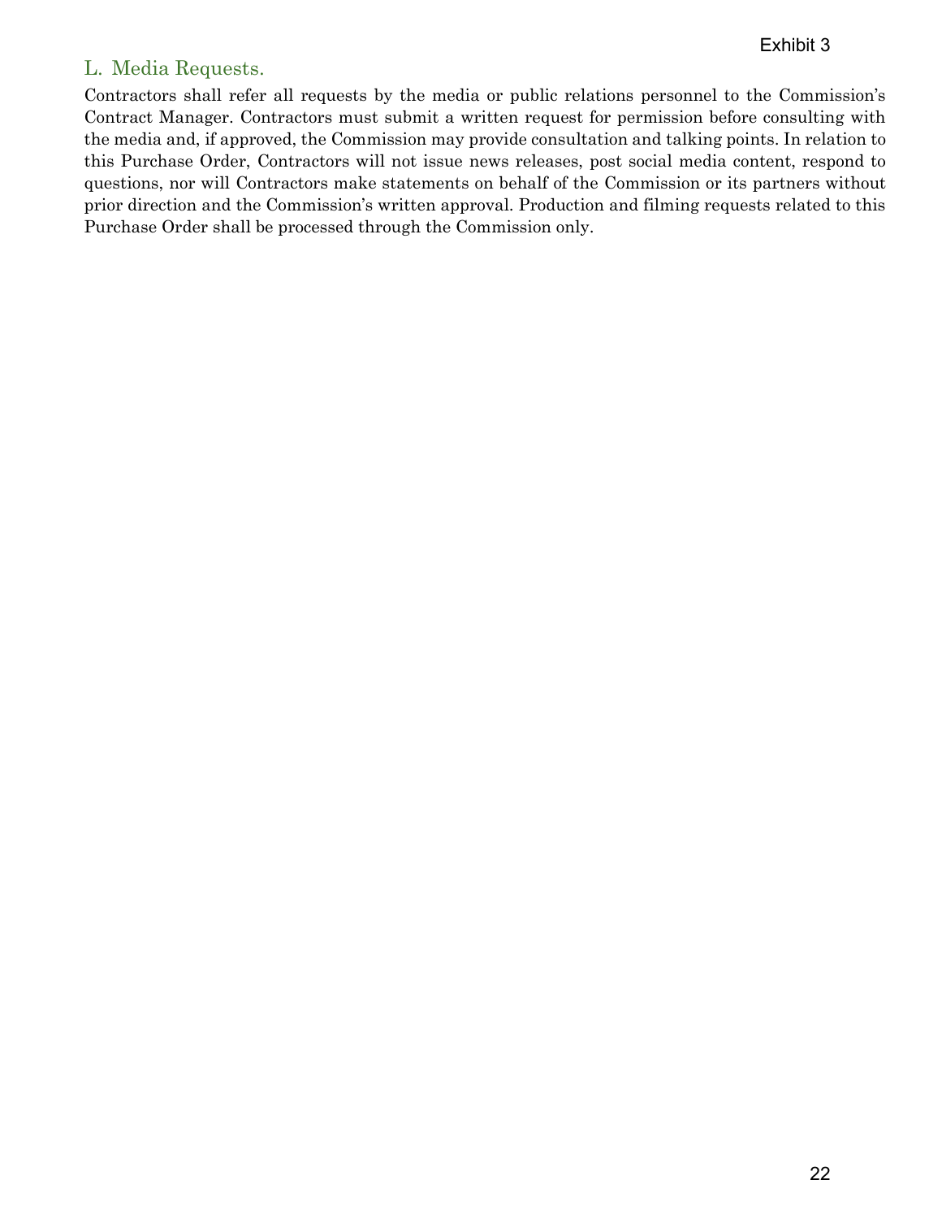## L. Media Requests.

Contractors shall refer all requests by the media or public relations personnel to the Commission's Contract Manager. Contractors must submit a written request for permission before consulting with the media and, if approved, the Commission may provide consultation and talking points. In relation to this Purchase Order, Contractors will not issue news releases, post social media content, respond to questions, nor will Contractors make statements on behalf of the Commission or its partners without prior direction and the Commission's written approval. Production and filming requests related to this Purchase Order shall be processed through the Commission only.